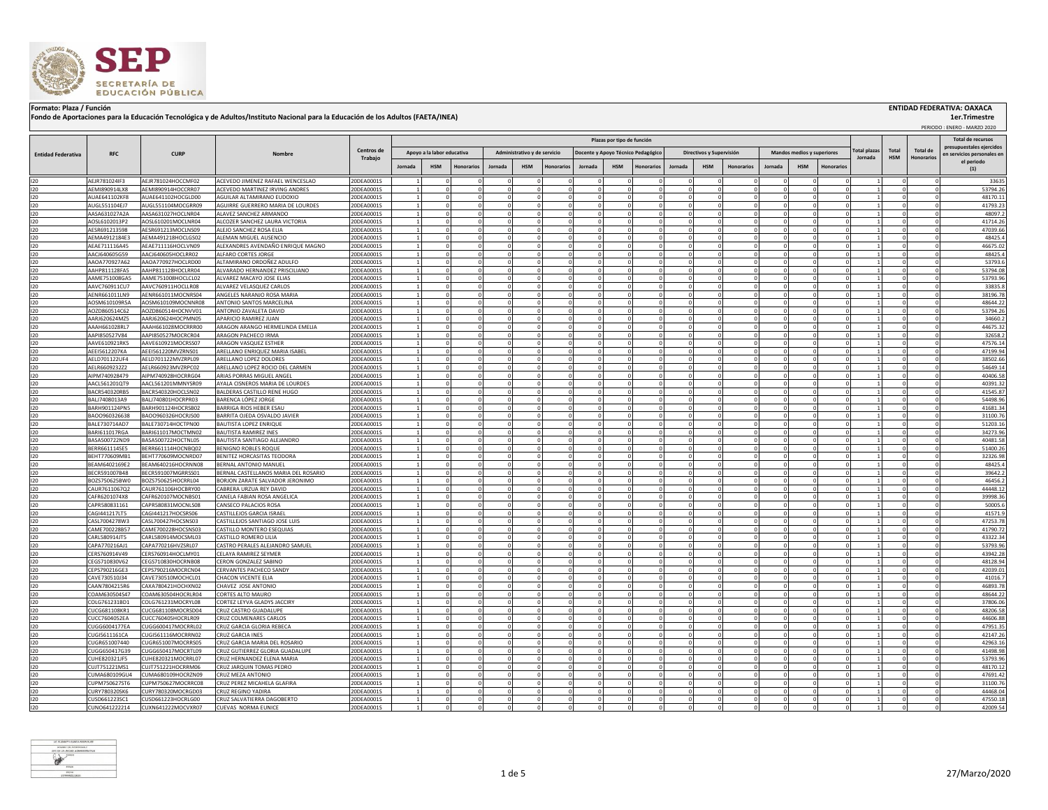**Formato: Plaza / Función**

**Fondo de Aportaciones para la Educación Tecnológica y de Adultos/Instituto Nacional para la Educación de los Adultos (FAETA/INEA)**

**ENTIDAD FEDERATIVA: OAXACA**

**1er.Trimestre**

PERIODO : ENERO - MARZO 2020

| Entidad Federativa | RFC | CURP | Nombre | Centros de Trabajo | Plazas por tipo de función | | | | | | | | | | | | | | | Total plazas Jornada | Total HSM | Total de Honorarios | Total de recursos presupuestales ejercidos en servicios personales en el periodo (1) |
|---|---|---|---|---|---|---|---|---|---|---|---|---|---|---|---|---|---|---|---|---|---|---|---|
| | | | | | Apoyo a la labor educativa | | | Administrativo y de servicio | | | Docente y Apoyo Técnico Pedagógico | | | Directivos y Supervisión | | | Mandos medios y superiores | | | | | | |
| | | | | | Jornada | HSM | Honorarios | Jornada | HSM | Honorarios | Jornada | HSM | Honorarios | Jornada | HSM | Honorarios | Jornada | HSM | Honorarios | | | | |
| I20 | AEJR781024IF3 | AEJR781024HOCCMF02 | ACEVEDO JIMENEZ RAFAEL WENCESLAO | 20DEA0001S | 1 | 0 | 0 | 0 | 0 | 0 | 0 | 0 | 0 | 0 | 0 | 0 | 0 | 0 | 0 | 1 | 0 | 0 | 33635 |
| I20 | AEMI890914LX8 | AEMI890914HOCCRR07 | ACEVEDO MARTINEZ IRVING ANDRES | 20DEA0001S | 1 | 0 | 0 | 0 | 0 | 0 | 0 | 0 | 0 | 0 | 0 | 0 | 0 | 0 | 0 | 1 | 0 | 0 | 53794.26 |
| I20 | AUAE641102KF8 | AUAE641102HOCGLD00 | AGUILAR ALTAMIRANO EUDOXIO | 20DEA0001S | 1 | 0 | 0 | 0 | 0 | 0 | 0 | 0 | 0 | 0 | 0 | 0 | 0 | 0 | 0 | 1 | 0 | 0 | 48170.11 |
| I20 | AUGL551104EJ7 | AUGL551104MOCGRR09 | AGUIRRE GUERRERO MARIA DE LOURDES | 20DEA0001S | 1 | 0 | 0 | 0 | 0 | 0 | 0 | 0 | 0 | 0 | 0 | 0 | 0 | 0 | 0 | 1 | 0 | 0 | 41793.23 |
| I20 | AASA631027A2A | AASA631027HOCLNR04 | ALAVEZ SANCHEZ ARMANDO | 20DEA0001S | 1 | 0 | 0 | 0 | 0 | 0 | 0 | 0 | 0 | 0 | 0 | 0 | 0 | 0 | 0 | 1 | 0 | 0 | 48097.2 |
| I20 | AOSL6102013P2 | AOSL610201MOCLNR04 | ALCOZER SANCHEZ LAURA VICTORIA | 20DEA0001S | 1 | 0 | 0 | 0 | 0 | 0 | 0 | 0 | 0 | 0 | 0 | 0 | 0 | 0 | 0 | 1 | 0 | 0 | 41714.26 |
| I20 | AESR691213598 | AESR691213MOCLNS09 | ALEJO SANCHEZ ROSA ELIA | 20DEA0001S | 1 | 0 | 0 | 0 | 0 | 0 | 0 | 0 | 0 | 0 | 0 | 0 | 0 | 0 | 0 | 1 | 0 | 0 | 47039.66 |
| I20 | AEMA4912184E3 | AEMA491218HOCLGS02 | ALEMAN MIGUEL AUSENCIO | 20DEA0001S | 1 | 0 | 0 | 0 | 0 | 0 | 0 | 0 | 0 | 0 | 0 | 0 | 0 | 0 | 0 | 1 | 0 | 0 | 48425.4 |
| I20 | AEAE711116A45 | AEAE711116HOCLVN09 | ALEXANDRES AVENDAÑO ENRIQUE MAGNO | 20DEA0001S | 1 | 0 | 0 | 0 | 0 | 0 | 0 | 0 | 0 | 0 | 0 | 0 | 0 | 0 | 0 | 1 | 0 | 0 | 46675.02 |
| I20 | AACJ640605G59 | AACJ640605HOCLRR02 | ALFARO CORTES JORGE | 20DEA0001S | 1 | 0 | 0 | 0 | 0 | 0 | 0 | 0 | 0 | 0 | 0 | 0 | 0 | 0 | 0 | 1 | 0 | 0 | 48425.4 |
| I20 | AAOA770927A62 | AAOA770927HOCLRD00 | ALTAMIRANO ORDOÑEZ ADULFO | 20DEA0001S | 1 | 0 | 0 | 0 | 0 | 0 | 0 | 0 | 0 | 0 | 0 | 0 | 0 | 0 | 0 | 1 | 0 | 0 | 53793.6 |
| I20 | AAHP811128FA5 | AAHP811128HOCLRR04 | ALVARADO HERNANDEZ PRISCILIANO | 20DEA0001S | 1 | 0 | 0 | 0 | 0 | 0 | 0 | 0 | 0 | 0 | 0 | 0 | 0 | 0 | 0 | 1 | 0 | 0 | 53794.08 |
| I20 | AAME751008GA5 | AAME751008HOCLCL02 | ALVAREZ MACAYO JOSE ELIAS | 20DEA0001S | 1 | 0 | 0 | 0 | 0 | 0 | 0 | 0 | 0 | 0 | 0 | 0 | 0 | 0 | 0 | 1 | 0 | 0 | 53793.96 |
| I20 | AAVC760911CU7 | AAVC760911HOCLLR08 | ALVAREZ VELASQUEZ CARLOS | 20DEA0001S | 1 | 0 | 0 | 0 | 0 | 0 | 0 | 0 | 0 | 0 | 0 | 0 | 0 | 0 | 0 | 1 | 0 | 0 | 33835.8 |
| I20 | AENR661011LN9 | AENR661011MOCNRS04 | ANGELES NARANJO ROSA MARIA | 20DEA0001S | 1 | 0 | 0 | 0 | 0 | 0 | 0 | 0 | 0 | 0 | 0 | 0 | 0 | 0 | 0 | 1 | 0 | 0 | 38196.78 |
| I20 | AOSM610109R5A | AOSM610109MOCNNR08 | ANTONIO SANTOS MARCELINA | 20DEA0001S | 1 | 0 | 0 | 0 | 0 | 0 | 0 | 0 | 0 | 0 | 0 | 0 | 0 | 0 | 0 | 1 | 0 | 0 | 48644.22 |
| I20 | AOZD860514C62 | AOZD860514HOCNVV01 | ANTONIO ZAVALETA DAVID | 20DEA0001S | 1 | 0 | 0 | 0 | 0 | 0 | 0 | 0 | 0 | 0 | 0 | 0 | 0 | 0 | 0 | 1 | 0 | 0 | 53794.26 |
| I20 | AARJ620624MZ5 | AARJ620624HOCPMN05 | APARICIO RAMIREZ JUAN | 20DEA0001S | 1 | 0 | 0 | 0 | 0 | 0 | 0 | 0 | 0 | 0 | 0 | 0 | 0 | 0 | 0 | 1 | 0 | 0 | 34660.2 |
| I20 | AAAH661028RL7 | AAAH661028MOCRRR00 | ARAGON ARANGO HERMELINDA EMELIA | 20DEA0001S | 1 | 0 | 0 | 0 | 0 | 0 | 0 | 0 | 0 | 0 | 0 | 0 | 0 | 0 | 0 | 1 | 0 | 0 | 44675.32 |
| I20 | AAPI850527V84 | AAPI850527MOCRCR04 | ARAGON PACHECO IRMA | 20DEA0001S | 1 | 0 | 0 | 0 | 0 | 0 | 0 | 0 | 0 | 0 | 0 | 0 | 0 | 0 | 0 | 1 | 0 | 0 | 32658.2 |
| I20 | AAVE610921RK5 | AAVE610921MOCRSS07 | ARAGON VASQUEZ ESTHER | 20DEA0001S | 1 | 0 | 0 | 0 | 0 | 0 | 0 | 0 | 0 | 0 | 0 | 0 | 0 | 0 | 0 | 1 | 0 | 0 | 47576.14 |
| I20 | AEEI5612207KA | AEEI561220MVZRNS01 | ARELLANO ENRIQUEZ MARIA ISABEL | 20DEA0001S | 1 | 0 | 0 | 0 | 0 | 0 | 0 | 0 | 0 | 0 | 0 | 0 | 0 | 0 | 0 | 1 | 0 | 0 | 47199.94 |
| I20 | AELD701122UF4 | AELD701122MVZRPL09 | ARELLANO LOPEZ DOLORES | 20DEA0001S | 1 | 0 | 0 | 0 | 0 | 0 | 0 | 0 | 0 | 0 | 0 | 0 | 0 | 0 | 0 | 1 | 0 | 0 | 38502.66 |
| I20 | AELR660923ZZ2 | AELR660923MVZRPC02 | ARELLANO LOPEZ ROCIO DEL CARMEN | 20DEA0001S | 1 | 0 | 0 | 0 | 0 | 0 | 0 | 0 | 0 | 0 | 0 | 0 | 0 | 0 | 0 | 1 | 0 | 0 | 54649.14 |
| I20 | AIPM740928479 | AIPM740928HOCRRG04 | ARIAS PORRAS MIGUEL ANGEL | 20DEA0001S | 1 | 0 | 0 | 0 | 0 | 0 | 0 | 0 | 0 | 0 | 0 | 0 | 0 | 0 | 0 | 1 | 0 | 0 | 40406.58 |
| I20 | AACL561201QT9 | AACL561201MMNYSR09 | AYALA CISNEROS MARIA DE LOURDES | 20DEA0001S | 1 | 0 | 0 | 0 | 0 | 0 | 0 | 0 | 0 | 0 | 0 | 0 | 0 | 0 | 0 | 1 | 0 | 0 | 40391.32 |
| I20 | BACR540320RB5 | BACR540320HOCLSN02 | BALDERAS CASTILLO RENE HUGO | 20DEA0001S | 1 | 0 | 0 | 0 | 0 | 0 | 0 | 0 | 0 | 0 | 0 | 0 | 0 | 0 | 0 | 1 | 0 | 0 | 41545.87 |
| I20 | BALJ7408013A9 | BALJ740801HOCRPR03 | BARENCA LÓPEZ JORGE | 20DEA0001S | 1 | 0 | 0 | 0 | 0 | 0 | 0 | 0 | 0 | 0 | 0 | 0 | 0 | 0 | 0 | 1 | 0 | 0 | 54498.96 |
| I20 | BARH901124PN5 | BARH901124HOCRSB02 | BARRIGA RIOS HEBER ESAU | 20DEA0001S | 1 | 0 | 0 | 0 | 0 | 0 | 0 | 0 | 0 | 0 | 0 | 0 | 0 | 0 | 0 | 1 | 0 | 0 | 41681.34 |
| I20 | BAOO960326638 | BAOO960326HOCRJS00 | BARRITA OJEDA OSVALDO JAVIER | 20DEA0001S | 1 | 0 | 0 | 0 | 0 | 0 | 0 | 0 | 0 | 0 | 0 | 0 | 0 | 0 | 0 | 1 | 0 | 0 | 31100.76 |
| I20 | BALE730714AD7 | BALE730714HOCTPN00 | BAUTISTA LOPEZ ENRIQUE | 20DEA0001S | 1 | 0 | 0 | 0 | 0 | 0 | 0 | 0 | 0 | 0 | 0 | 0 | 0 | 0 | 0 | 1 | 0 | 0 | 51203.16 |
| I20 | BARI611017RGA | BARI611017MOCTMN02 | BAUTISTA RAMIREZ INES | 20DEA0001S | 1 | 0 | 0 | 0 | 0 | 0 | 0 | 0 | 0 | 0 | 0 | 0 | 0 | 0 | 0 | 1 | 0 | 0 | 34273.96 |
| I20 | BASA500722ND9 | BASA500722HOCTNL05 | BAUTISTA SANTIAGO ALEJANDRO | 20DEA0001S | 1 | 0 | 0 | 0 | 0 | 0 | 0 | 0 | 0 | 0 | 0 | 0 | 0 | 0 | 0 | 1 | 0 | 0 | 40481.58 |
| I20 | BERR661114SE5 | BERR661114HOCNBQ02 | BENIGNO ROBLES ROQUE | 20DEA0001S | 1 | 0 | 0 | 0 | 0 | 0 | 0 | 0 | 0 | 0 | 0 | 0 | 0 | 0 | 0 | 1 | 0 | 0 | 51400.26 |
| I20 | BEHT770609MB1 | BEHT770609MOCNRD07 | BENITEZ HORCASITAS TEODORA | 20DEA0001S | 1 | 0 | 0 | 0 | 0 | 0 | 0 | 0 | 0 | 0 | 0 | 0 | 0 | 0 | 0 | 1 | 0 | 0 | 32326.98 |
| I20 | BEAM6402169E2 | BEAM640216HOCRNN08 | BERNAL ANTONIO MANUEL | 20DEA0001S | 1 | 0 | 0 | 0 | 0 | 0 | 0 | 0 | 0 | 0 | 0 | 0 | 0 | 0 | 0 | 1 | 0 | 0 | 48425.4 |
| I20 | BECR591007B48 | BECR591007MGRRSS01 | BERNAL CASTELLANOS MARIA DEL ROSARIO | 20DEA0001S | 1 | 0 | 0 | 0 | 0 | 0 | 0 | 0 | 0 | 0 | 0 | 0 | 0 | 0 | 0 | 1 | 0 | 0 | 39642.2 |
| I20 | BOZS750625BW0 | BOZS750625HOCRRL04 | BORJON ZARATE SALVADOR JERONIMO | 20DEA0001S | 1 | 0 | 0 | 0 | 0 | 0 | 0 | 0 | 0 | 0 | 0 | 0 | 0 | 0 | 0 | 1 | 0 | 0 | 46456.2 |
| I20 | CAUR7611067Q2 | CAUR761106HOCBRY00 | CABRERA URZUA REY DAVID | 20DEA0001S | 1 | 0 | 0 | 0 | 0 | 0 | 0 | 0 | 0 | 0 | 0 | 0 | 0 | 0 | 0 | 1 | 0 | 0 | 44448.12 |
| I20 | CAFR6201074X8 | CAFR620107MOCNBS01 | CANELA FABIAN ROSA ANGELICA | 20DEA0001S | 1 | 0 | 0 | 0 | 0 | 0 | 0 | 0 | 0 | 0 | 0 | 0 | 0 | 0 | 0 | 1 | 0 | 0 | 39998.36 |
| I20 | CAPR580831161 | CAPR580831MOCNLS08 | CANSECO PALACIOS ROSA | 20DEA0001S | 1 | 0 | 0 | 0 | 0 | 0 | 0 | 0 | 0 | 0 | 0 | 0 | 0 | 0 | 0 | 1 | 0 | 0 | 50005.6 |
| I20 | CAGI441217LT5 | CAGI441217HOCSRS06 | CASTILLEJOS GARCIA ISRAEL | 20DEA0001S | 1 | 0 | 0 | 0 | 0 | 0 | 0 | 0 | 0 | 0 | 0 | 0 | 0 | 0 | 0 | 1 | 0 | 0 | 41571.9 |
| I20 | CASL7004278W3 | CASL700427HOCSNS03 | CASTILLEJOS SANTIAGO JOSE LUIS | 20DEA0001S | 1 | 0 | 0 | 0 | 0 | 0 | 0 | 0 | 0 | 0 | 0 | 0 | 0 | 0 | 0 | 1 | 0 | 0 | 47253.78 |
| I20 | CAME700228B57 | CAME700228HOCSNS03 | CASTILLO MONTERO ESEQUIAS | 20DEA0001S | 1 | 0 | 0 | 0 | 0 | 0 | 0 | 0 | 0 | 0 | 0 | 0 | 0 | 0 | 0 | 1 | 0 | 0 | 41790.72 |
| I20 | CARL580914JT5 | CARL580914MOCSML03 | CASTILLO ROMERO LILIA | 20DEA0001S | 1 | 0 | 0 | 0 | 0 | 0 | 0 | 0 | 0 | 0 | 0 | 0 | 0 | 0 | 0 | 1 | 0 | 0 | 43322.34 |
| I20 | CAPA770216AJ1 | CAPA770216HVZSRL07 | CASTRO PERALES ALEJANDRO SAMUEL | 20DEA0001S | 1 | 0 | 0 | 0 | 0 | 0 | 0 | 0 | 0 | 0 | 0 | 0 | 0 | 0 | 0 | 1 | 0 | 0 | 53793.96 |
| I20 | CERS760914V49 | CERS760914HOCLMY01 | CELAYA RAMIREZ SEYMER | 20DEA0001S | 1 | 0 | 0 | 0 | 0 | 0 | 0 | 0 | 0 | 0 | 0 | 0 | 0 | 0 | 0 | 1 | 0 | 0 | 43942.28 |
| I20 | CEGS710830V62 | CEGS710830HOCRNB08 | CERON GONZALEZ SABINO | 20DEA0001S | 1 | 0 | 0 | 0 | 0 | 0 | 0 | 0 | 0 | 0 | 0 | 0 | 0 | 0 | 0 | 1 | 0 | 0 | 48128.94 |
| I20 | CEPS790216GE3 | CEPS790216MOCRCN04 | CERVANTES PACHECO SANDY | 20DEA0001S | 1 | 0 | 0 | 0 | 0 | 0 | 0 | 0 | 0 | 0 | 0 | 0 | 0 | 0 | 0 | 1 | 0 | 0 | 42039.01 |
| I20 | CAVE730510J34 | CAVE730510MOCHCL01 | CHACON VICENTE ELIA | 20DEA0001S | 1 | 0 | 0 | 0 | 0 | 0 | 0 | 0 | 0 | 0 | 0 | 0 | 0 | 0 | 0 | 1 | 0 | 0 | 41016.7 |
| I20 | CAAN7804215R6 | CAXA780421HOCHXN02 | CHAVEZ JOSE ANTONIO | 20DEA0001S | 1 | 0 | 0 | 0 | 0 | 0 | 0 | 0 | 0 | 0 | 0 | 0 | 0 | 0 | 0 | 1 | 0 | 0 | 46893.78 |
| I20 | COAM630504S47 | COAM630504HOCRLR04 | CORTES ALTO MAURO | 20DEA0001S | 1 | 0 | 0 | 0 | 0 | 0 | 0 | 0 | 0 | 0 | 0 | 0 | 0 | 0 | 0 | 1 | 0 | 0 | 48644.22 |
| I20 | COLG761231BD1 | COLG761231MOCRYL08 | CORTEZ LEYVA GLADYS JACCIRY | 20DEA0001S | 1 | 0 | 0 | 0 | 0 | 0 | 0 | 0 | 0 | 0 | 0 | 0 | 0 | 0 | 0 | 1 | 0 | 0 | 37806.06 |
| I20 | CUCG681108KR1 | CUCG681108MOCRSD04 | CRUZ CASTRO GUADALUPE | 20DEA0001S | 1 | 0 | 0 | 0 | 0 | 0 | 0 | 0 | 0 | 0 | 0 | 0 | 0 | 0 | 0 | 1 | 0 | 0 | 48206.58 |
| I20 | CUCC7604052EA | CUCC760405HOCRLR09 | CRUZ COLMENARES CARLOS | 20DEA0001S | 1 | 0 | 0 | 0 | 0 | 0 | 0 | 0 | 0 | 0 | 0 | 0 | 0 | 0 | 0 | 1 | 0 | 0 | 44606.88 |
| I20 | CUGG6004177EA | CUGG600417MOCRRL02 | CRUZ GARCIA GLORIA REBECA | 20DEA0001S | 1 | 0 | 0 | 0 | 0 | 0 | 0 | 0 | 0 | 0 | 0 | 0 | 0 | 0 | 0 | 1 | 0 | 0 | 47951.35 |
| I20 | CUGI561116CA | CUGI561116MOCRRN02 | CRUZ GARCIA INES | 20DEA0001S | 1 | 0 | 0 | 0 | 0 | 0 | 0 | 0 | 0 | 0 | 0 | 0 | 0 | 0 | 0 | 1 | 0 | 0 | 42147.26 |
| I20 | CUGR651007440 | CUGR651007MOCRRS05 | CRUZ GARCIA MARIA DEL ROSARIO | 20DEA0001S | 1 | 0 | 0 | 0 | 0 | 0 | 0 | 0 | 0 | 0 | 0 | 0 | 0 | 0 | 0 | 1 | 0 | 0 | 42963.16 |
| I20 | CUGG650417G39 | CUGG650417MOCRTL09 | CRUZ GUTIERREZ GLORIA GUADALUPE | 20DEA0001S | 1 | 0 | 0 | 0 | 0 | 0 | 0 | 0 | 0 | 0 | 0 | 0 | 0 | 0 | 0 | 1 | 0 | 0 | 41498.98 |
| I20 | CUHE820321JF5 | CUHE820321MOCRRL07 | CRUZ HERNANDEZ ELENA MARIA | 20DEA0001S | 1 | 0 | 0 | 0 | 0 | 0 | 0 | 0 | 0 | 0 | 0 | 0 | 0 | 0 | 0 | 1 | 0 | 0 | 53793.96 |
| I20 | CUJT751221MS1 | CUJT751221HOCRRM06 | CRUZ JARQUIN TOMAS PEDRO | 20DEA0001S | 1 | 0 | 0 | 0 | 0 | 0 | 0 | 0 | 0 | 0 | 0 | 0 | 0 | 0 | 0 | 1 | 0 | 0 | 48170.12 |
| I20 | CUMA680109GU4 | CUMA680109HOCRZN09 | CRUZ MEZA ANTONIO | 20DEA0001S | 1 | 0 | 0 | 0 | 0 | 0 | 0 | 0 | 0 | 0 | 0 | 0 | 0 | 0 | 0 | 1 | 0 | 0 | 47691.42 |
| I20 | CUPM750627ST6 | CUPM750627MOCRRC08 | CRUZ PEREZ MICAELA GLAFIRA | 20DEA0001S | 1 | 0 | 0 | 0 | 0 | 0 | 0 | 0 | 0 | 0 | 0 | 0 | 0 | 0 | 0 | 1 | 0 | 0 | 31100.76 |
| I20 | CURY780320SK6 | CURY780320MOCRGD03 | CRUZ REGINO YADIRA | 20DEA0001S | 1 | 0 | 0 | 0 | 0 | 0 | 0 | 0 | 0 | 0 | 0 | 0 | 0 | 0 | 0 | 1 | 0 | 0 | 44468.04 |
| I20 | CUSD661223SC1 | CUSD661223HOCRLG00 | CRUZ SALVATIERRA DAGOBERTO | 20DEA0001S | 1 | 0 | 0 | 0 | 0 | 0 | 0 | 0 | 0 | 0 | 0 | 0 | 0 | 0 | 0 | 1 | 0 | 0 | 47550.18 |
| I20 | CUNO641222214 | CUXN641222MOCVXR07 | CUEVAS NORMA EUNICE | 20DEA0001S | 1 | 0 | 0 | 0 | 0 | 0 | 0 | 0 | 0 | 0 | 0 | 0 | 0 | 0 | 0 | 1 | 0 | 0 | 42009.54 |

27/Marzo/2020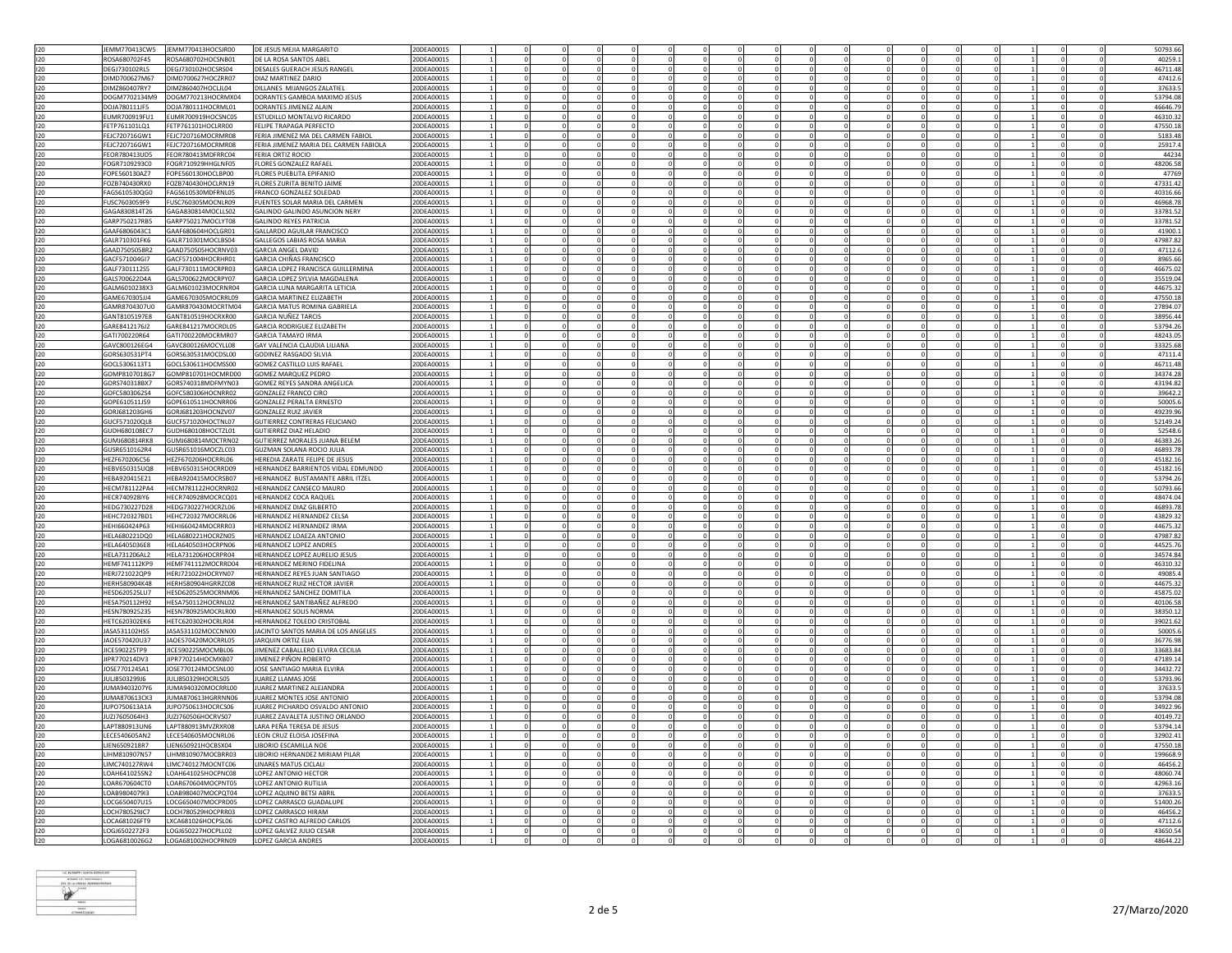| | | | | | | | | | | | | | | | | | | | | | | | | | |
|---|---|---|---|---|---|---|---|---|---|---|---|---|---|---|---|---|---|---|---|---|---|---|---|---|---|
| I20 | JEMM770413CW5 | JEMM770413HOCSJR00 | DE JESUS MEJIA MARGARITO | 20DEA0001S | 1 | 0 | 0 | 0 | 0 | 0 | 0 | 0 | 0 | 0 | 0 | 0 | 0 | 0 | 0 | 0 | 0 | 1 | 0 | 0 | 50793.66 |
| I20 | ROSA680702F45 | ROSA680702HOCSNB01 | DE LA ROSA SANTOS ABEL | 20DEA0001S | 1 | 0 | 0 | 0 | 0 | 0 | 0 | 0 | 0 | 0 | 0 | 0 | 0 | 0 | 0 | 0 | 0 | 1 | 0 | 0 | 40259.1 |
| I20 | DEGJ730102RL5 | DEGJ730102HOCSRS04 | DESALES GUERACH JESUS RANGEL | 20DEA0001S | 1 | 0 | 0 | 0 | 0 | 0 | 0 | 0 | 0 | 0 | 0 | 0 | 0 | 0 | 0 | 0 | 0 | 1 | 0 | 0 | 46711.48 |
| I20 | DIMD700627M67 | DIMD700627HOCZRR07 | DIAZ MARTINEZ DARIO | 20DEA0001S | 1 | 0 | 0 | 0 | 0 | 0 | 0 | 0 | 0 | 0 | 0 | 0 | 0 | 0 | 0 | 0 | 0 | 1 | 0 | 0 | 47412.6 |
| I20 | DIMZ860407RY7 | DIMZ860407HOCLJL04 | DILLANES MIJANGOS ZALATIEL | 20DEA0001S | 1 | 0 | 0 | 0 | 0 | 0 | 0 | 0 | 0 | 0 | 0 | 0 | 0 | 0 | 0 | 0 | 0 | 1 | 0 | 0 | 37633.5 |
| I20 | DOGM7702134M9 | DOGM770213HOCRMX04 | DORANTES GAMBOA MAXIMO JESUS | 20DEA0001S | 1 | 0 | 0 | 0 | 0 | 0 | 0 | 0 | 0 | 0 | 0 | 0 | 0 | 0 | 0 | 0 | 0 | 1 | 0 | 0 | 53794.08 |
| I20 | DOJA780111JF5 | DOJA780111HOCRML01 | DORANTES JIMENEZ ALAIN | 20DEA0001S | 1 | 0 | 0 | 0 | 0 | 0 | 0 | 0 | 0 | 0 | 0 | 0 | 0 | 0 | 0 | 0 | 0 | 1 | 0 | 0 | 46646.79 |
| I20 | EUMR700919FU1 | EUMR700919HOCSNC05 | ESTUDILLO MONTALVO RICARDO | 20DEA0001S | 1 | 0 | 0 | 0 | 0 | 0 | 0 | 0 | 0 | 0 | 0 | 0 | 0 | 0 | 0 | 0 | 0 | 1 | 0 | 0 | 46310.32 |
| I20 | FETP761101LQ1 | FETP761101HOCLRR00 | FELIPE TRAPAGA PERFECTO | 20DEA0001S | 1 | 0 | 0 | 0 | 0 | 0 | 0 | 0 | 0 | 0 | 0 | 0 | 0 | 0 | 0 | 0 | 0 | 1 | 0 | 0 | 47550.18 |
| I20 | FEJC720716GW1 | FEJC720716MOCRMR08 | FERIA JIMENEZ MA DEL CARMEN FABIOL | 20DEA0001S | 1 | 0 | 0 | 0 | 0 | 0 | 0 | 0 | 0 | 0 | 0 | 0 | 0 | 0 | 0 | 0 | 0 | 1 | 0 | 0 | 5183.48 |
| I20 | FEJC720716GW1 | FEJC720716MOCRMR08 | FERIA JIMENEZ MARIA DEL CARMEN FABIOLA | 20DEA0001S | 1 | 0 | 0 | 0 | 0 | 0 | 0 | 0 | 0 | 0 | 0 | 0 | 0 | 0 | 0 | 0 | 0 | 1 | 0 | 0 | 25917.4 |
| I20 | FEOR780413UD5 | FEOR780413MDFRRC04 | FERIA ORTIZ ROCIO | 20DEA0001S | 1 | 0 | 0 | 0 | 0 | 0 | 0 | 0 | 0 | 0 | 0 | 0 | 0 | 0 | 0 | 0 | 0 | 1 | 0 | 0 | 44234 |
| I20 | FOGR7109293C0 | FOGR710929HHGLNF05 | FLORES GONZALEZ RAFAEL | 20DEA0001S | 1 | 0 | 0 | 0 | 0 | 0 | 0 | 0 | 0 | 0 | 0 | 0 | 0 | 0 | 0 | 0 | 0 | 1 | 0 | 0 | 48206.58 |
| I20 | FOPE560130AZ7 | FOPE560130HOCLBP00 | FLORES PUEBLITA EPIFANIO | 20DEA0001S | 1 | 0 | 0 | 0 | 0 | 0 | 0 | 0 | 0 | 0 | 0 | 0 | 0 | 0 | 0 | 0 | 0 | 1 | 0 | 0 | 47769 |
| I20 | FOZB740430RX0 | FOZB740430HOCLRN19 | FLORES ZURITA BENITO JAIME | 20DEA0001S | 1 | 0 | 0 | 0 | 0 | 0 | 0 | 0 | 0 | 0 | 0 | 0 | 0 | 0 | 0 | 0 | 0 | 1 | 0 | 0 | 47331.42 |
| I20 | FAGS610530QG0 | FAGS610530MDFRNL05 | FRANCO GONZALEZ SOLEDAD | 20DEA0001S | 1 | 0 | 0 | 0 | 0 | 0 | 0 | 0 | 0 | 0 | 0 | 0 | 0 | 0 | 0 | 0 | 0 | 1 | 0 | 0 | 40316.66 |
| I20 | FUSC7603059F9 | FUSC760305MOCNLR09 | FUENTES SOLAR MARIA DEL CARMEN | 20DEA0001S | 1 | 0 | 0 | 0 | 0 | 0 | 0 | 0 | 0 | 0 | 0 | 0 | 0 | 0 | 0 | 0 | 0 | 1 | 0 | 0 | 46968.78 |
| I20 | GAGA830814T26 | GAGA830814MOCLLS02 | GALINDO GALINDO ASUNCION NERY | 20DEA0001S | 1 | 0 | 0 | 0 | 0 | 0 | 0 | 0 | 0 | 0 | 0 | 0 | 0 | 0 | 0 | 0 | 0 | 1 | 0 | 0 | 33781.52 |
| I20 | GARP750217RB5 | GARP750217MOCLYT08 | GALINDO REYES PATRICIA | 20DEA0001S | 1 | 0 | 0 | 0 | 0 | 0 | 0 | 0 | 0 | 0 | 0 | 0 | 0 | 0 | 0 | 0 | 0 | 1 | 0 | 0 | 33781.52 |
| I20 | GAAF6806043C1 | GAAF680604HOCLGR01 | GALLARDO AGUILAR FRANCISCO | 20DEA0001S | 1 | 0 | 0 | 0 | 0 | 0 | 0 | 0 | 0 | 0 | 0 | 0 | 0 | 0 | 0 | 0 | 0 | 1 | 0 | 0 | 41900.1 |
| I20 | GALR710301FK6 | GALR710301MOCLBS04 | GALLEGOS LABIAS ROSA MARIA | 20DEA0001S | 1 | 0 | 0 | 0 | 0 | 0 | 0 | 0 | 0 | 0 | 0 | 0 | 0 | 0 | 0 | 0 | 0 | 1 | 0 | 0 | 47987.82 |
| I20 | GAAD7505058R2 | GAAD750505HOCRNV03 | GARCIA ANGEL DAVID | 20DEA0001S | 1 | 0 | 0 | 0 | 0 | 0 | 0 | 0 | 0 | 0 | 0 | 0 | 0 | 0 | 0 | 0 | 0 | 1 | 0 | 0 | 47112.6 |
| I20 | GACF571004GI7 | GACF571004HOCRHR01 | GARCIA CHIÑAS FRANCISCO | 20DEA0001S | 1 | 0 | 0 | 0 | 0 | 0 | 0 | 0 | 0 | 0 | 0 | 0 | 0 | 0 | 0 | 0 | 0 | 1 | 0 | 0 | 8965.66 |
| I20 | GALF7301112S5 | GALF730111MOCRPR03 | GARCIA LOPEZ FRANCISCA GUILLERMINA | 20DEA0001S | 1 | 0 | 0 | 0 | 0 | 0 | 0 | 0 | 0 | 0 | 0 | 0 | 0 | 0 | 0 | 0 | 0 | 1 | 0 | 0 | 46675.02 |
| I20 | GALS700622D4A | GALS700622MOCRPY07 | GARCIA LOPEZ SYLVIA MAGDALENA | 20DEA0001S | 1 | 0 | 0 | 0 | 0 | 0 | 0 | 0 | 0 | 0 | 0 | 0 | 0 | 0 | 0 | 0 | 0 | 1 | 0 | 0 | 35519.04 |
| I20 | GALM6010238X3 | GALM601023MOCRNR04 | GARCIA LUNA MARGARITA LETICIA | 20DEA0001S | 1 | 0 | 0 | 0 | 0 | 0 | 0 | 0 | 0 | 0 | 0 | 0 | 0 | 0 | 0 | 0 | 0 | 1 | 0 | 0 | 44675.32 |
| I20 | GAME670305JJ4 | GAME670305MOCRRL09 | GARCIA MARTINEZ ELIZABETH | 20DEA0001S | 1 | 0 | 0 | 0 | 0 | 0 | 0 | 0 | 0 | 0 | 0 | 0 | 0 | 0 | 0 | 0 | 0 | 1 | 0 | 0 | 47550.18 |
| I20 | GAMR8704307U0 | GAMR870430MOCRTM04 | GARCIA MATUS ROMINA GABRIELA | 20DEA0001S | 1 | 0 | 0 | 0 | 0 | 0 | 0 | 0 | 0 | 0 | 0 | 0 | 0 | 0 | 0 | 0 | 0 | 1 | 0 | 0 | 27894.07 |
| I20 | GANT8105197E8 | GANT810519HOCRXR00 | GARCIA NUÑEZ TARCIS | 20DEA0001S | 1 | 0 | 0 | 0 | 0 | 0 | 0 | 0 | 0 | 0 | 0 | 0 | 0 | 0 | 0 | 0 | 0 | 1 | 0 | 0 | 38956.44 |
| I20 | GARE8412176J2 | GARE841217MOCRDL05 | GARCIA RODRIGUEZ ELIZABETH | 20DEA0001S | 1 | 0 | 0 | 0 | 0 | 0 | 0 | 0 | 0 | 0 | 0 | 0 | 0 | 0 | 0 | 0 | 0 | 1 | 0 | 0 | 53794.26 |
| I20 | GATI700220R64 | GATI700220MOCRMR07 | GARCIA TAMAYO IRMA | 20DEA0001S | 1 | 0 | 0 | 0 | 0 | 0 | 0 | 0 | 0 | 0 | 0 | 0 | 0 | 0 | 0 | 0 | 0 | 1 | 0 | 0 | 48243.05 |
| I20 | GAVC800126EG4 | GAVC800126MOCYLL08 | GAY VALENCIA CLAUDIA LILIANA | 20DEA0001S | 1 | 0 | 0 | 0 | 0 | 0 | 0 | 0 | 0 | 0 | 0 | 0 | 0 | 0 | 0 | 0 | 0 | 1 | 0 | 0 | 33325.68 |
| I20 | GORS630531PT4 | GORS630531MOCDSL00 | GODINEZ RASGADO SILVIA | 20DEA0001S | 1 | 0 | 0 | 0 | 0 | 0 | 0 | 0 | 0 | 0 | 0 | 0 | 0 | 0 | 0 | 0 | 0 | 1 | 0 | 0 | 47111.4 |
| I20 | GOCL5306113T1 | GOCL530611HOCMSS00 | GOMEZ CASTILLO LUIS RAFAEL | 20DEA0001S | 1 | 0 | 0 | 0 | 0 | 0 | 0 | 0 | 0 | 0 | 0 | 0 | 0 | 0 | 0 | 0 | 0 | 1 | 0 | 0 | 46711.48 |
| I20 | GOMP8107018G7 | GOMP810701HOCMRD00 | GOMEZ MARQUEZ PEDRO | 20DEA0001S | 1 | 0 | 0 | 0 | 0 | 0 | 0 | 0 | 0 | 0 | 0 | 0 | 0 | 0 | 0 | 0 | 0 | 1 | 0 | 0 | 34374.28 |
| I20 | GORS740318BX7 | GORS740318MDFMYN03 | GOMEZ REYES SANDRA ANGELICA | 20DEA0001S | 1 | 0 | 0 | 0 | 0 | 0 | 0 | 0 | 0 | 0 | 0 | 0 | 0 | 0 | 0 | 0 | 0 | 1 | 0 | 0 | 43194.82 |
| I20 | GOFC580306ZS4 | GOFC580306HOCNRR02 | GONZALEZ FRANCO CIRO | 20DEA0001S | 1 | 0 | 0 | 0 | 0 | 0 | 0 | 0 | 0 | 0 | 0 | 0 | 0 | 0 | 0 | 0 | 0 | 1 | 0 | 0 | 39642.2 |
| I20 | GOPE610511J59 | GOPE610511HOCNRR06 | GONZALEZ PERALTA ERNESTO | 20DEA0001S | 1 | 0 | 0 | 0 | 0 | 0 | 0 | 0 | 0 | 0 | 0 | 0 | 0 | 0 | 0 | 0 | 0 | 1 | 0 | 0 | 50005.6 |
| I20 | GORJ681203GH6 | GORJ681203HOCNZV07 | GONZALEZ RUIZ JAVIER | 20DEA0001S | 1 | 0 | 0 | 0 | 0 | 0 | 0 | 0 | 0 | 0 | 0 | 0 | 0 | 0 | 0 | 0 | 0 | 1 | 0 | 0 | 49239.96 |
| I20 | GUCF571020QL8 | GUCF571020HOCTNL07 | GUTIERREZ CONTRERAS FELICIANO | 20DEA0001S | 1 | 0 | 0 | 0 | 0 | 0 | 0 | 0 | 0 | 0 | 0 | 0 | 0 | 0 | 0 | 0 | 0 | 1 | 0 | 0 | 52149.24 |
| I20 | GUDH680108EC7 | GUDH680108HOCTZL01 | GUTIERREZ DIAZ HELADIO | 20DEA0001S | 1 | 0 | 0 | 0 | 0 | 0 | 0 | 0 | 0 | 0 | 0 | 0 | 0 | 0 | 0 | 0 | 0 | 1 | 0 | 0 | 52548.6 |
| I20 | GUMJ680814RK8 | GUMJ680814MOCTRN02 | GUTIERREZ MORALES JUANA BELEM | 20DEA0001S | 1 | 0 | 0 | 0 | 0 | 0 | 0 | 0 | 0 | 0 | 0 | 0 | 0 | 0 | 0 | 0 | 0 | 1 | 0 | 0 | 46383.26 |
| I20 | GUSR6510162R4 | GUSR651016MOCZLC03 | GUZMAN SOLANA ROCIO JULIA | 20DEA0001S | 1 | 0 | 0 | 0 | 0 | 0 | 0 | 0 | 0 | 0 | 0 | 0 | 0 | 0 | 0 | 0 | 0 | 1 | 0 | 0 | 46893.78 |
| I20 | HEZF670206C56 | HEZF670206HOCRRL06 | HEREDIA ZARATE FELIPE DE JESUS | 20DEA0001S | 1 | 0 | 0 | 0 | 0 | 0 | 0 | 0 | 0 | 0 | 0 | 0 | 0 | 0 | 0 | 0 | 0 | 1 | 0 | 0 | 45182.16 |
| I20 | HEBV650315UQ8 | HEBV650315HOCRRD09 | HERNANDEZ BARRIENTOS VIDAL EDMUNDO | 20DEA0001S | 1 | 0 | 0 | 0 | 0 | 0 | 0 | 0 | 0 | 0 | 0 | 0 | 0 | 0 | 0 | 0 | 0 | 1 | 0 | 0 | 45182.16 |
| I20 | HEBA920415E21 | HEBA920415MOCRSB07 | HERNANDEZ BUSTAMANTE ABRIL ITZEL | 20DEA0001S | 1 | 0 | 0 | 0 | 0 | 0 | 0 | 0 | 0 | 0 | 0 | 0 | 0 | 0 | 0 | 0 | 0 | 1 | 0 | 0 | 53794.26 |
| I20 | HECM781122PA4 | HECM781122HOCRNR02 | HERNANDEZ CANSECO MAURO | 20DEA0001S | 1 | 0 | 0 | 0 | 0 | 0 | 0 | 0 | 0 | 0 | 0 | 0 | 0 | 0 | 0 | 0 | 0 | 1 | 0 | 0 | 50793.66 |
| I20 | HECR740928IY6 | HECR740928MOCRCQ01 | HERNANDEZ COCA RAQUEL | 20DEA0001S | 1 | 0 | 0 | 0 | 0 | 0 | 0 | 0 | 0 | 0 | 0 | 0 | 0 | 0 | 0 | 0 | 0 | 1 | 0 | 0 | 48474.04 |
| I20 | HEDG730227D28 | HEDG730227HOCRZL06 | HERNANDEZ DIAZ GILBERTO | 20DEA0001S | 1 | 0 | 0 | 0 | 0 | 0 | 0 | 0 | 0 | 0 | 0 | 0 | 0 | 0 | 0 | 0 | 0 | 1 | 0 | 0 | 46893.78 |
| I20 | HEHC720327BD1 | HEHC720327MOCRRL06 | HERNANDEZ HERNANDEZ CELSA | 20DEA0001S | 1 | 0 | 0 | 0 | 0 | 0 | 0 | 0 | 0 | 0 | 0 | 0 | 0 | 0 | 0 | 0 | 0 | 1 | 0 | 0 | 43829.32 |
| I20 | HEHI660424P63 | HEHI660424MOCRRR03 | HERNANDEZ HERNANDEZ IRMA | 20DEA0001S | 1 | 0 | 0 | 0 | 0 | 0 | 0 | 0 | 0 | 0 | 0 | 0 | 0 | 0 | 0 | 0 | 0 | 1 | 0 | 0 | 44675.32 |
| I20 | HELA680221DQ0 | HELA680221HOCRZN05 | HERNANDEZ LOAEZA ANTONIO | 20DEA0001S | 1 | 0 | 0 | 0 | 0 | 0 | 0 | 0 | 0 | 0 | 0 | 0 | 0 | 0 | 0 | 0 | 0 | 1 | 0 | 0 | 47987.82 |
| I20 | HELA6405036E8 | HELA640503HOCRPN06 | HERNANDEZ LOPEZ ANDRES | 20DEA0001S | 1 | 0 | 0 | 0 | 0 | 0 | 0 | 0 | 0 | 0 | 0 | 0 | 0 | 0 | 0 | 0 | 0 | 1 | 0 | 0 | 44525.76 |
| I20 | HELA731206AL2 | HELA731206HOCRPR04 | HERNANDEZ LOPEZ AURELIO JESUS | 20DEA0001S | 1 | 0 | 0 | 0 | 0 | 0 | 0 | 0 | 0 | 0 | 0 | 0 | 0 | 0 | 0 | 0 | 0 | 1 | 0 | 0 | 34574.84 |
| I20 | HEMF741112KP9 | HEMF741112MOCRRD04 | HERNANDEZ MERINO FIDELINA | 20DEA0001S | 1 | 0 | 0 | 0 | 0 | 0 | 0 | 0 | 0 | 0 | 0 | 0 | 0 | 0 | 0 | 0 | 0 | 1 | 0 | 0 | 46310.32 |
| I20 | HERJ721022QP9 | HERJ721022HOCRYN07 | HERNANDEZ REYES JUAN SANTIAGO | 20DEA0001S | 1 | 0 | 0 | 0 | 0 | 0 | 0 | 0 | 0 | 0 | 0 | 0 | 0 | 0 | 0 | 0 | 0 | 1 | 0 | 0 | 49085.4 |
| I20 | HERH580904K48 | HERH580904HGRRZC08 | HERNANDEZ RUIZ HECTOR JAVIER | 20DEA0001S | 1 | 0 | 0 | 0 | 0 | 0 | 0 | 0 | 0 | 0 | 0 | 0 | 0 | 0 | 0 | 0 | 0 | 1 | 0 | 0 | 44675.32 |
| I20 | HESD620525LU7 | HESD620525MOCRNM06 | HERNANDEZ SANCHEZ DOMITILA | 20DEA0001S | 1 | 0 | 0 | 0 | 0 | 0 | 0 | 0 | 0 | 0 | 0 | 0 | 0 | 0 | 0 | 0 | 0 | 1 | 0 | 0 | 45875.02 |
| I20 | HESA750112H92 | HESA750112HOCRNL02 | HERNANDEZ SANTIBAÑEZ ALFREDO | 20DEA0001S | 1 | 0 | 0 | 0 | 0 | 0 | 0 | 0 | 0 | 0 | 0 | 0 | 0 | 0 | 0 | 0 | 0 | 1 | 0 | 0 | 40106.58 |
| I20 | HESN780925235 | HESN780925MOCRLR00 | HERNANDEZ SOLIS NORMA | 20DEA0001S | 1 | 0 | 0 | 0 | 0 | 0 | 0 | 0 | 0 | 0 | 0 | 0 | 0 | 0 | 0 | 0 | 0 | 1 | 0 | 0 | 38350.12 |
| I20 | HETC620302EK6 | HETC620302HOCRLR04 | HERNANDEZ TOLEDO CRISTOBAL | 20DEA0001S | 1 | 0 | 0 | 0 | 0 | 0 | 0 | 0 | 0 | 0 | 0 | 0 | 0 | 0 | 0 | 0 | 0 | 1 | 0 | 0 | 39021.62 |
| I20 | JASA531102HS5 | JASA531102MOCCNN00 | JACINTO SANTOS MARIA DE LOS ANGELES | 20DEA0001S | 1 | 0 | 0 | 0 | 0 | 0 | 0 | 0 | 0 | 0 | 0 | 0 | 0 | 0 | 0 | 0 | 0 | 1 | 0 | 0 | 50005.6 |
| I20 | JAOE570420U37 | JAOE570420MOCRRL05 | JARQUIN ORTIZ ELIA | 20DEA0001S | 1 | 0 | 0 | 0 | 0 | 0 | 0 | 0 | 0 | 0 | 0 | 0 | 0 | 0 | 0 | 0 | 0 | 1 | 0 | 0 | 36776.98 |
| I20 | JICE590225TP9 | JICE590225MOCMBL06 | JIMENEZ CABALLERO ELVIRA CECILIA | 20DEA0001S | 1 | 0 | 0 | 0 | 0 | 0 | 0 | 0 | 0 | 0 | 0 | 0 | 0 | 0 | 0 | 0 | 0 | 1 | 0 | 0 | 33683.84 |
| I20 | JIPR770214DV3 | JIPR770214HOCMXB07 | JIMENEZ PIÑON ROBERTO | 20DEA0001S | 1 | 0 | 0 | 0 | 0 | 0 | 0 | 0 | 0 | 0 | 0 | 0 | 0 | 0 | 0 | 0 | 0 | 1 | 0 | 0 | 47189.14 |
| I20 | JOSE770124SA1 | JOSE770124MOCSNL00 | JOSE SANTIAGO MARIA ELVIRA | 20DEA0001S | 1 | 0 | 0 | 0 | 0 | 0 | 0 | 0 | 0 | 0 | 0 | 0 | 0 | 0 | 0 | 0 | 0 | 1 | 0 | 0 | 34432.72 |
| I20 | JULJ850329IJ6 | JULJ850329HOCRLS05 | JUAREZ LLAMAS JOSE | 20DEA0001S | 1 | 0 | 0 | 0 | 0 | 0 | 0 | 0 | 0 | 0 | 0 | 0 | 0 | 0 | 0 | 0 | 0 | 1 | 0 | 0 | 53793.96 |
| I20 | JUMA9403207Y6 | JUMA940320MOCRRL00 | JUAREZ MARTINEZ ALEJANDRA | 20DEA0001S | 1 | 0 | 0 | 0 | 0 | 0 | 0 | 0 | 0 | 0 | 0 | 0 | 0 | 0 | 0 | 0 | 0 | 1 | 0 | 0 | 37633.5 |
| I20 | JUMA870613CK3 | JUMA870613HGRRNN06 | JUAREZ MONTES JOSE ANTONIO | 20DEA0001S | 1 | 0 | 0 | 0 | 0 | 0 | 0 | 0 | 0 | 0 | 0 | 0 | 0 | 0 | 0 | 0 | 0 | 1 | 0 | 0 | 53794.08 |
| I20 | JUPO750613A1A | JUPO750613HOCRCS06 | JUAREZ PICHARDO OSVALDO ANTONIO | 20DEA0001S | 1 | 0 | 0 | 0 | 0 | 0 | 0 | 0 | 0 | 0 | 0 | 0 | 0 | 0 | 0 | 0 | 0 | 1 | 0 | 0 | 34922.96 |
| I20 | JUZJ7605064H3 | JUZJ760506HOCRVS07 | JUAREZ ZAVALETA JUSTINO ORLANDO | 20DEA0001S | 1 | 0 | 0 | 0 | 0 | 0 | 0 | 0 | 0 | 0 | 0 | 0 | 0 | 0 | 0 | 0 | 0 | 1 | 0 | 0 | 40149.72 |
| I20 | LAPT880913UN6 | LAPT880913MVZRXR08 | LARA PEÑA TERESA DE JESUS | 20DEA0001S | 1 | 0 | 0 | 0 | 0 | 0 | 0 | 0 | 0 | 0 | 0 | 0 | 0 | 0 | 0 | 0 | 0 | 1 | 0 | 0 | 53794.14 |
| I20 | LECE540605AN2 | LECE540605MOCNRL06 | LEON CRUZ ELOISA JOSEFINA | 20DEA0001S | 1 | 0 | 0 | 0 | 0 | 0 | 0 | 0 | 0 | 0 | 0 | 0 | 0 | 0 | 0 | 0 | 0 | 1 | 0 | 0 | 32902.41 |
| I20 | LIEN6509218R7 | LIEN650921HOCBSX04 | LIBORIO ESCAMILLA NOE | 20DEA0001S | 1 | 0 | 0 | 0 | 0 | 0 | 0 | 0 | 0 | 0 | 0 | 0 | 0 | 0 | 0 | 0 | 0 | 1 | 0 | 0 | 47550.18 |
| I20 | LIHM810907N57 | LIHM810907MOCBRR03 | LIBORIO HERNANDEZ MIRIAM PILAR | 20DEA0001S | 1 | 0 | 0 | 0 | 0 | 0 | 0 | 0 | 0 | 0 | 0 | 0 | 0 | 0 | 0 | 0 | 0 | 1 | 0 | 0 | 199668.9 |
| I20 | LIMC740127RW4 | LIMC740127MOCNTC06 | LINARES MATUS CICLALI | 20DEA0001S | 1 | 0 | 0 | 0 | 0 | 0 | 0 | 0 | 0 | 0 | 0 | 0 | 0 | 0 | 0 | 0 | 0 | 1 | 0 | 0 | 46456.2 |
| I20 | LOAH641025SN2 | LOAH641025HOCPNC08 | LOPEZ ANTONIO HECTOR | 20DEA0001S | 1 | 0 | 0 | 0 | 0 | 0 | 0 | 0 | 0 | 0 | 0 | 0 | 0 | 0 | 0 | 0 | 0 | 1 | 0 | 0 | 48060.74 |
| I20 | LOAR670604CT0 | LOAR670604MOCPNT05 | LOPEZ ANTONIO RUTILIA | 20DEA0001S | 1 | 0 | 0 | 0 | 0 | 0 | 0 | 0 | 0 | 0 | 0 | 0 | 0 | 0 | 0 | 0 | 0 | 1 | 0 | 0 | 42963.16 |
| I20 | LOAB980407913 | LOAB980407MOCPQT04 | LOPEZ AQUINO BETSI ABRIL | 20DEA0001S | 1 | 0 | 0 | 0 | 0 | 0 | 0 | 0 | 0 | 0 | 0 | 0 | 0 | 0 | 0 | 0 | 0 | 1 | 0 | 0 | 37633.5 |
| I20 | LOCG650407U15 | LOCG650407MOCPRD05 | LOPEZ CARRASCO GUADALUPE | 20DEA0001S | 1 | 0 | 0 | 0 | 0 | 0 | 0 | 0 | 0 | 0 | 0 | 0 | 0 | 0 | 0 | 0 | 0 | 1 | 0 | 0 | 51400.26 |
| I20 | LOCH780529JC7 | LOCH780529HOCPRR03 | LOPEZ CARRASCO HIRAM | 20DEA0001S | 1 | 0 | 0 | 0 | 0 | 0 | 0 | 0 | 0 | 0 | 0 | 0 | 0 | 0 | 0 | 0 | 0 | 1 | 0 | 0 | 46456.2 |
| I20 | LOCA681026FT9 | LXCA681026HOCPSL06 | LOPEZ CASTRO ALFREDO CARLOS | 20DEA0001S | 1 | 0 | 0 | 0 | 0 | 0 | 0 | 0 | 0 | 0 | 0 | 0 | 0 | 0 | 0 | 0 | 0 | 1 | 0 | 0 | 47112.6 |
| I20 | LOGJ6502272F3 | LOGJ650227HOCPLL02 | LOPEZ GALVEZ JULIO CESAR | 20DEA0001S | 1 | 0 | 0 | 0 | 0 | 0 | 0 | 0 | 0 | 0 | 0 | 0 | 0 | 0 | 0 | 0 | 0 | 1 | 0 | 0 | 43650.54 |
| I20 | LOGA6810026G2 | LOGA681002HOCPRN09 | LOPEZ GARCIA ANDRES | 20DEA0001S | 1 | 0 | 0 | 0 | 0 | 0 | 0 | 0 | 0 | 0 | 0 | 0 | 0 | 0 | 0 | 0 | 0 | 1 | 0 | 0 | 48644.22 |

27/Marzo/2020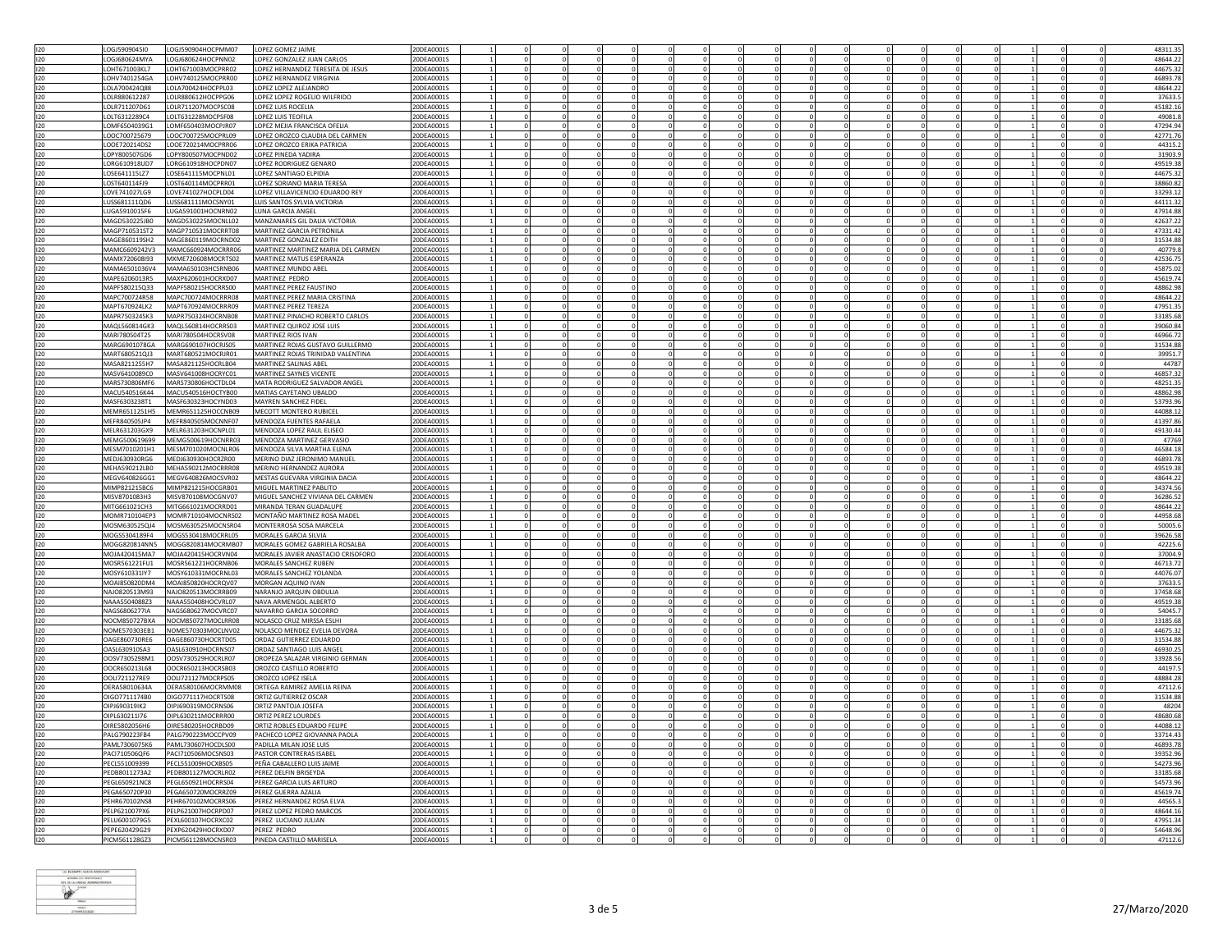| | | | | | | | | | | | | | | | | | | | | | | | | | | |
|---|---|---|---|---|---|---|---|---|---|---|---|---|---|---|---|---|---|---|---|---|---|---|---|---|---|---|
| I20 | LOGJ590904SI0 | LOGJ590904HOCPMM07 | LOPEZ GOMEZ JAIME | 20DEA0001S | 1 | 0 | 0 | 0 | 0 | 0 | 0 | 0 | 0 | 0 | 0 | 0 | 0 | 0 | 0 | 0 | 0 | 0 | 1 | 0 | 0 | 48311.35 |
| I20 | LOGJ680624MYA | LOGJ680624HOCPNN02 | LOPEZ GONZALEZ JUAN CARLOS | 20DEA0001S | 1 | 0 | 0 | 0 | 0 | 0 | 0 | 0 | 0 | 0 | 0 | 0 | 0 | 0 | 0 | 0 | 0 | 0 | 1 | 0 | 0 | 48644.22 |
| I20 | LOHT671003KL7 | LOHT671003MOCPRR02 | LOPEZ HERNANDEZ TERESITA DE JESUS | 20DEA0001S | 1 | 0 | 0 | 0 | 0 | 0 | 0 | 0 | 0 | 0 | 0 | 0 | 0 | 0 | 0 | 0 | 0 | 0 | 1 | 0 | 0 | 44675.32 |
| I20 | LOHV740125AGA | LOHV740125MOCPRR00 | LOPEZ HERNANDEZ VIRGINIA | 20DEA0001S | 1 | 0 | 0 | 0 | 0 | 0 | 0 | 0 | 0 | 0 | 0 | 0 | 0 | 0 | 0 | 0 | 0 | 0 | 1 | 0 | 0 | 46893.78 |
| I20 | LOLA700424QB8 | LOLA700424HOCPPL03 | LOPEZ LOPEZ ALEJANDRO | 20DEA0001S | 1 | 0 | 0 | 0 | 0 | 0 | 0 | 0 | 0 | 0 | 0 | 0 | 0 | 0 | 0 | 0 | 0 | 0 | 1 | 0 | 0 | 48644.22 |
| I20 | LOLR880612287 | LOLR880612HOCPPG06 | LOPEZ LOPEZ ROGELIO WILFRIDO | 20DEA0001S | 1 | 0 | 0 | 0 | 0 | 0 | 0 | 0 | 0 | 0 | 0 | 0 | 0 | 0 | 0 | 0 | 0 | 0 | 1 | 0 | 0 | 37633.5 |
| I20 | LOLR711207D61 | LOLR711207MOCPSC08 | LOPEZ LUIS ROCELIA | 20DEA0001S | 1 | 0 | 0 | 0 | 0 | 0 | 0 | 0 | 0 | 0 | 0 | 0 | 0 | 0 | 0 | 0 | 0 | 0 | 1 | 0 | 0 | 45182.16 |
| I20 | LOLT631228 9C4 | LOLT631228MOCPSF08 | LOPEZ LUIS TEOFILA | 20DEA0001S | 1 | 0 | 0 | 0 | 0 | 0 | 0 | 0 | 0 | 0 | 0 | 0 | 0 | 0 | 0 | 0 | 0 | 0 | 1 | 0 | 0 | 49081.8 |
| I20 | LOMF6504039G1 | LOMF650403MOCPJR07 | LOPEZ MEJIA FRANCISCA OFELIA | 20DEA0001S | 1 | 0 | 0 | 0 | 0 | 0 | 0 | 0 | 0 | 0 | 0 | 0 | 0 | 0 | 0 | 0 | 0 | 0 | 1 | 0 | 0 | 47294.94 |
| I20 | LOOC700725679 | LOOC700725MOCPRL09 | LOPEZ OROZCO CLAUDIA DEL CARMEN | 20DEA0001S | 1 | 0 | 0 | 0 | 0 | 0 | 0 | 0 | 0 | 0 | 0 | 0 | 0 | 0 | 0 | 0 | 0 | 0 | 1 | 0 | 0 | 42771.76 |
| I20 | LOOE720214DS2 | LOOE720214MOCPRR06 | LOPEZ OROZCO ERIKA PATRICIA | 20DEA0001S | 1 | 0 | 0 | 0 | 0 | 0 | 0 | 0 | 0 | 0 | 0 | 0 | 0 | 0 | 0 | 0 | 0 | 0 | 1 | 0 | 0 | 44315.2 |
| I20 | LOPY800507GD6 | LOPY800507MOCPND02 | LOPEZ PINEDA YADIRA | 20DEA0001S | 1 | 0 | 0 | 0 | 0 | 0 | 0 | 0 | 0 | 0 | 0 | 0 | 0 | 0 | 0 | 0 | 0 | 0 | 1 | 0 | 0 | 31903.9 |
| I20 | LORG610918UD7 | LORG610918HOCPDN07 | LOPEZ RODRIGUEZ GENARO | 20DEA0001S | 1 | 0 | 0 | 0 | 0 | 0 | 0 | 0 | 0 | 0 | 0 | 0 | 0 | 0 | 0 | 0 | 0 | 0 | 1 | 0 | 0 | 49519.38 |
| I20 | LOSE641115LZ7 | LOSE641115MOCPNL01 | LOPEZ SANTIAGO ELPIDIA | 20DEA0001S | 1 | 0 | 0 | 0 | 0 | 0 | 0 | 0 | 0 | 0 | 0 | 0 | 0 | 0 | 0 | 0 | 0 | 0 | 1 | 0 | 0 | 44675.32 |
| I20 | LOST640114FJ9 | LOST640114MOCPRR01 | LOPEZ SORIANO MARIA TERESA | 20DEA0001S | 1 | 0 | 0 | 0 | 0 | 0 | 0 | 0 | 0 | 0 | 0 | 0 | 0 | 0 | 0 | 0 | 0 | 0 | 1 | 0 | 0 | 38860.82 |
| I20 | LOVE741027LG9 | LOVE741027HOCPLD04 | LOPEZ VILLAVICENCIO EDUARDO REY | 20DEA0001S | 1 | 0 | 0 | 0 | 0 | 0 | 0 | 0 | 0 | 0 | 0 | 0 | 0 | 0 | 0 | 0 | 0 | 0 | 1 | 0 | 0 | 33293.12 |
| I20 | LUSS681111QD6 | LUSS681111MOCSNY01 | LUIS SANTOS SYLVIA VICTORIA | 20DEA0001S | 1 | 0 | 0 | 0 | 0 | 0 | 0 | 0 | 0 | 0 | 0 | 0 | 0 | 0 | 0 | 0 | 0 | 0 | 1 | 0 | 0 | 44111.32 |
| I20 | LUGA5910015F6 | LUGA591001HOCNRN02 | LUNA GARCIA ANGEL | 20DEA0001S | 1 | 0 | 0 | 0 | 0 | 0 | 0 | 0 | 0 | 0 | 0 | 0 | 0 | 0 | 0 | 0 | 0 | 0 | 1 | 0 | 0 | 47914.88 |
| I20 | MAGD530225JB0 | MAGD530225MOCNLL02 | MANZANARES GIL DALIA VICTORIA | 20DEA0001S | 1 | 0 | 0 | 0 | 0 | 0 | 0 | 0 | 0 | 0 | 0 | 0 | 0 | 0 | 0 | 0 | 0 | 0 | 1 | 0 | 0 | 42637.22 |
| I20 | MAGP710531ST2 | MAGP710531MOCRRT08 | MARTINEZ GARCIA PETRONILA | 20DEA0001S | 1 | 0 | 0 | 0 | 0 | 0 | 0 | 0 | 0 | 0 | 0 | 0 | 0 | 0 | 0 | 0 | 0 | 0 | 1 | 0 | 0 | 47331.42 |
| I20 | MAGE860119SH2 | MAGE860119MOCRND02 | MARTINEZ GONZALEZ EDITH | 20DEA0001S | 1 | 0 | 0 | 0 | 0 | 0 | 0 | 0 | 0 | 0 | 0 | 0 | 0 | 0 | 0 | 0 | 0 | 0 | 1 | 0 | 0 | 31534.88 |
| I20 | MAMC6609242V3 | MAMC660924MOCRRR06 | MARTINEZ MARTINEZ MARIA DEL CARMEN | 20DEA0001S | 1 | 0 | 0 | 0 | 0 | 0 | 0 | 0 | 0 | 0 | 0 | 0 | 0 | 0 | 0 | 0 | 0 | 0 | 1 | 0 | 0 | 40779.8 |
| I20 | MAMX720608I93 | MXME720608MOCRTS02 | MARTINEZ MATUS ESPERANZA | 20DEA0001S | 1 | 0 | 0 | 0 | 0 | 0 | 0 | 0 | 0 | 0 | 0 | 0 | 0 | 0 | 0 | 0 | 0 | 0 | 1 | 0 | 0 | 42536.75 |
| I20 | MAMA6501036V4 | MAMA650103HCSRNB06 | MARTINEZ MUNDO ABEL | 20DEA0001S | 1 | 0 | 0 | 0 | 0 | 0 | 0 | 0 | 0 | 0 | 0 | 0 | 0 | 0 | 0 | 0 | 0 | 0 | 1 | 0 | 0 | 45875.02 |
| I20 | MAPE6206013R5 | MAXP620601HOCRXD07 | MARTINEZ PEDRO | 20DEA0001S | 1 | 0 | 0 | 0 | 0 | 0 | 0 | 0 | 0 | 0 | 0 | 0 | 0 | 0 | 0 | 0 | 0 | 0 | 1 | 0 | 0 | 45619.74 |
| I20 | MAPF580215Q33 | MAPF580215HOCRRS00 | MARTINEZ PEREZ FAUSTINO | 20DEA0001S | 1 | 0 | 0 | 0 | 0 | 0 | 0 | 0 | 0 | 0 | 0 | 0 | 0 | 0 | 0 | 0 | 0 | 0 | 1 | 0 | 0 | 48862.98 |
| I20 | MAPC700724R58 | MAPC700724MOCRRR08 | MARTINEZ PEREZ MARIA CRISTINA | 20DEA0001S | 1 | 0 | 0 | 0 | 0 | 0 | 0 | 0 | 0 | 0 | 0 | 0 | 0 | 0 | 0 | 0 | 0 | 0 | 1 | 0 | 0 | 48644.22 |
| I20 | MAPT670924LK2 | MAPT670924MOCRRR09 | MARTINEZ PEREZ TEREZA | 20DEA0001S | 1 | 0 | 0 | 0 | 0 | 0 | 0 | 0 | 0 | 0 | 0 | 0 | 0 | 0 | 0 | 0 | 0 | 0 | 1 | 0 | 0 | 47951.35 |
| I20 | MAPR7503245K3 | MAPR750324HOCRNB08 | MARTINEZ PINACHO ROBERTO CARLOS | 20DEA0001S | 1 | 0 | 0 | 0 | 0 | 0 | 0 | 0 | 0 | 0 | 0 | 0 | 0 | 0 | 0 | 0 | 0 | 0 | 1 | 0 | 0 | 33185.68 |
| I20 | MAQL560814GK3 | MAQL560814HOCRRS03 | MARTINEZ QUIROZ JOSE LUIS | 20DEA0001S | 1 | 0 | 0 | 0 | 0 | 0 | 0 | 0 | 0 | 0 | 0 | 0 | 0 | 0 | 0 | 0 | 0 | 0 | 1 | 0 | 0 | 39060.84 |
| I20 | MARI780504T25 | MARI780504HOCRSV08 | MARTINEZ RIOS IVAN | 20DEA0001S | 1 | 0 | 0 | 0 | 0 | 0 | 0 | 0 | 0 | 0 | 0 | 0 | 0 | 0 | 0 | 0 | 0 | 0 | 1 | 0 | 0 | 46966.72 |
| I20 | MARG6901078GA | MARG690107HOCRJS05 | MARTINEZ ROJAS GUSTAVO GUILLERMO | 20DEA0001S | 1 | 0 | 0 | 0 | 0 | 0 | 0 | 0 | 0 | 0 | 0 | 0 | 0 | 0 | 0 | 0 | 0 | 0 | 1 | 0 | 0 | 31534.88 |
| I20 | MART680521QJ3 | MART680521MOCRJR01 | MARTINEZ ROJAS TRINIDAD VALENTINA | 20DEA0001S | 1 | 0 | 0 | 0 | 0 | 0 | 0 | 0 | 0 | 0 | 0 | 0 | 0 | 0 | 0 | 0 | 0 | 0 | 1 | 0 | 0 | 39951.7 |
| I20 | MASA8211255H7 | MASA821125HOCRLB04 | MARTINEZ SALINAS ABEL | 20DEA0001S | 1 | 0 | 0 | 0 | 0 | 0 | 0 | 0 | 0 | 0 | 0 | 0 | 0 | 0 | 0 | 0 | 0 | 0 | 1 | 0 | 0 | 44787 |
| I20 | MASV6410089C0 | MASV641008HOCRYC01 | MARTINEZ SAYNES VICENTE | 20DEA0001S | 1 | 0 | 0 | 0 | 0 | 0 | 0 | 0 | 0 | 0 | 0 | 0 | 0 | 0 | 0 | 0 | 0 | 0 | 1 | 0 | 0 | 46857.32 |
| I20 | MARS730806MF6 | MARS730806HOCTDL04 | MATA RODRIGUEZ SALVADOR ANGEL | 20DEA0001S | 1 | 0 | 0 | 0 | 0 | 0 | 0 | 0 | 0 | 0 | 0 | 0 | 0 | 0 | 0 | 0 | 0 | 0 | 1 | 0 | 0 | 48251.35 |
| I20 | MACU540516K44 | MACU540516HOCTYB00 | MATIAS CAYETANO UBALDO | 20DEA0001S | 1 | 0 | 0 | 0 | 0 | 0 | 0 | 0 | 0 | 0 | 0 | 0 | 0 | 0 | 0 | 0 | 0 | 0 | 1 | 0 | 0 | 48862.98 |
| I20 | MASF6303238T1 | MASF630323HOCYND03 | MAYREN SANCHEZ FIDEL | 20DEA0001S | 1 | 0 | 0 | 0 | 0 | 0 | 0 | 0 | 0 | 0 | 0 | 0 | 0 | 0 | 0 | 0 | 0 | 0 | 1 | 0 | 0 | 53793.96 |
| I20 | MEMR6511251H5 | MEMR651125HOCCNB09 | MECOTT MONTERO RUBICEL | 20DEA0001S | 1 | 0 | 0 | 0 | 0 | 0 | 0 | 0 | 0 | 0 | 0 | 0 | 0 | 0 | 0 | 0 | 0 | 0 | 1 | 0 | 0 | 44088.12 |
| I20 | MEFR840505JP4 | MEFR840505MOCNNF07 | MENDOZA FUENTES RAFAELA | 20DEA0001S | 1 | 0 | 0 | 0 | 0 | 0 | 0 | 0 | 0 | 0 | 0 | 0 | 0 | 0 | 0 | 0 | 0 | 0 | 1 | 0 | 0 | 41397.86 |
| I20 | MELR631203GX9 | MELR631203HOCNPL01 | MENDOZA LOPEZ RAUL ELISEO | 20DEA0001S | 1 | 0 | 0 | 0 | 0 | 0 | 0 | 0 | 0 | 0 | 0 | 0 | 0 | 0 | 0 | 0 | 0 | 0 | 1 | 0 | 0 | 49130.44 |
| I20 | MEMG500619699 | MEMG500619HOCNRR03 | MENDOZA MARTINEZ GERVASIO | 20DEA0001S | 1 | 0 | 0 | 0 | 0 | 0 | 0 | 0 | 0 | 0 | 0 | 0 | 0 | 0 | 0 | 0 | 0 | 0 | 1 | 0 | 0 | 47769 |
| I20 | MESM7010201H1 | MESM701020MOCNLR06 | MENDOZA SILVA MARTHA ELENA | 20DEA0001S | 1 | 0 | 0 | 0 | 0 | 0 | 0 | 0 | 0 | 0 | 0 | 0 | 0 | 0 | 0 | 0 | 0 | 0 | 1 | 0 | 0 | 46584.18 |
| I20 | MEDJ630930RG6 | MEDJ630930HOCRZR00 | MERINO DIAZ JERONIMO MANUEL | 20DEA0001S | 1 | 0 | 0 | 0 | 0 | 0 | 0 | 0 | 0 | 0 | 0 | 0 | 0 | 0 | 0 | 0 | 0 | 0 | 1 | 0 | 0 | 46893.78 |
| I20 | MEHA590212LB0 | MEHA590212MOCRRR08 | MERINO HERNANDEZ AURORA | 20DEA0001S | 1 | 0 | 0 | 0 | 0 | 0 | 0 | 0 | 0 | 0 | 0 | 0 | 0 | 0 | 0 | 0 | 0 | 0 | 1 | 0 | 0 | 49519.38 |
| I20 | MEGV640826GG1 | MEGV640826MOCSVR02 | MESTAS GUEVARA VIRGINIA DACIA | 20DEA0001S | 1 | 0 | 0 | 0 | 0 | 0 | 0 | 0 | 0 | 0 | 0 | 0 | 0 | 0 | 0 | 0 | 0 | 0 | 1 | 0 | 0 | 48644.22 |
| I20 | MIMP821215BC6 | MIMP821215HOCGRB01 | MIGUEL MARTINEZ PABLITO | 20DEA0001S | 1 | 0 | 0 | 0 | 0 | 0 | 0 | 0 | 0 | 0 | 0 | 0 | 0 | 0 | 0 | 0 | 0 | 0 | 1 | 0 | 0 | 34374.56 |
| I20 | MISV8701083H3 | MISV870108MOCGNV07 | MIGUEL SANCHEZ VIVIANA DEL CARMEN | 20DEA0001S | 1 | 0 | 0 | 0 | 0 | 0 | 0 | 0 | 0 | 0 | 0 | 0 | 0 | 0 | 0 | 0 | 0 | 0 | 1 | 0 | 0 | 36286.52 |
| I20 | MITG661021CH3 | MITG661021MOCRRD01 | MIRANDA TERAN GUADALUPE | 20DEA0001S | 1 | 0 | 0 | 0 | 0 | 0 | 0 | 0 | 0 | 0 | 0 | 0 | 0 | 0 | 0 | 0 | 0 | 0 | 1 | 0 | 0 | 48644.22 |
| I20 | MOMR710104EP3 | MOMR710104MOCNRS02 | MONTAÑO MARTINEZ ROSA MADEL | 20DEA0001S | 1 | 0 | 0 | 0 | 0 | 0 | 0 | 0 | 0 | 0 | 0 | 0 | 0 | 0 | 0 | 0 | 0 | 0 | 1 | 0 | 0 | 44958.68 |
| I20 | MOSM630525QJ4 | MOSM630525MOCNSR04 | MONTERROSA SOSA MARCELA | 20DEA0001S | 1 | 0 | 0 | 0 | 0 | 0 | 0 | 0 | 0 | 0 | 0 | 0 | 0 | 0 | 0 | 0 | 0 | 0 | 1 | 0 | 0 | 50005.6 |
| I20 | MOGS5304189F4 | MOGS530418MOCRRL05 | MORALES GARCIA SILVIA | 20DEA0001S | 1 | 0 | 0 | 0 | 0 | 0 | 0 | 0 | 0 | 0 | 0 | 0 | 0 | 0 | 0 | 0 | 0 | 0 | 1 | 0 | 0 | 39626.58 |
| I20 | MOGG820814NN5 | MOGG820814MOCRMB07 | MORALES GOMEZ GABRIELA ROSALBA | 20DEA0001S | 1 | 0 | 0 | 0 | 0 | 0 | 0 | 0 | 0 | 0 | 0 | 0 | 0 | 0 | 0 | 0 | 0 | 0 | 1 | 0 | 0 | 42225.6 |
| I20 | MOJA420415MA7 | MOJA420415HOCRVN04 | MORALES JAVIER ANASTACIO CRISOFORO | 20DEA0001S | 1 | 0 | 0 | 0 | 0 | 0 | 0 | 0 | 0 | 0 | 0 | 0 | 0 | 0 | 0 | 0 | 0 | 0 | 1 | 0 | 0 | 37004.9 |
| I20 | MOSR561221FU1 | MOSR561221HOCRNB06 | MORALES SANCHEZ RUBEN | 20DEA0001S | 1 | 0 | 0 | 0 | 0 | 0 | 0 | 0 | 0 | 0 | 0 | 0 | 0 | 0 | 0 | 0 | 0 | 0 | 1 | 0 | 0 | 46713.72 |
| I20 | MOSY610331IY7 | MOSY610331MOCRNL03 | MORALES SANCHEZ YOLANDA | 20DEA0001S | 1 | 0 | 0 | 0 | 0 | 0 | 0 | 0 | 0 | 0 | 0 | 0 | 0 | 0 | 0 | 0 | 0 | 0 | 1 | 0 | 0 | 44076.07 |
| I20 | MOAI850820DM4 | MOAI850820HOCRQV07 | MORGAN AQUINO IVAN | 20DEA0001S | 1 | 0 | 0 | 0 | 0 | 0 | 0 | 0 | 0 | 0 | 0 | 0 | 0 | 0 | 0 | 0 | 0 | 0 | 1 | 0 | 0 | 37633.5 |
| I20 | NAJO820513M93 | NAJO820513MOCRRB09 | NARANJO JARQUIN OBDULIA | 20DEA0001S | 1 | 0 | 0 | 0 | 0 | 0 | 0 | 0 | 0 | 0 | 0 | 0 | 0 | 0 | 0 | 0 | 0 | 0 | 1 | 0 | 0 | 37458.68 |
| I20 | NAAA5504088Z3 | NAAA550408HOCVRL07 | NAVA ARMENGOL ALBERTO | 20DEA0001S | 1 | 0 | 0 | 0 | 0 | 0 | 0 | 0 | 0 | 0 | 0 | 0 | 0 | 0 | 0 | 0 | 0 | 0 | 1 | 0 | 0 | 49519.38 |
| I20 | NAGS6806277IA | NAGS680627MOCVRC07 | NAVARRO GARCIA SOCORRO | 20DEA0001S | 1 | 0 | 0 | 0 | 0 | 0 | 0 | 0 | 0 | 0 | 0 | 0 | 0 | 0 | 0 | 0 | 0 | 0 | 1 | 0 | 0 | 54045.7 |
| I20 | NOCM850727BXA | NOCM850727MOCLRR08 | NOLASCO CRUZ MIRSSA ESLHI | 20DEA0001S | 1 | 0 | 0 | 0 | 0 | 0 | 0 | 0 | 0 | 0 | 0 | 0 | 0 | 0 | 0 | 0 | 0 | 0 | 1 | 0 | 0 | 33185.68 |
| I20 | NOME570303EB1 | NOME570303MOCLNV02 | NOLASCO MENDEZ EVELIA DEVORA | 20DEA0001S | 1 | 0 | 0 | 0 | 0 | 0 | 0 | 0 | 0 | 0 | 0 | 0 | 0 | 0 | 0 | 0 | 0 | 0 | 1 | 0 | 0 | 44675.32 |
| I20 | OAGE860730RE6 | OAGE860730HOCRTD05 | ORDAZ GUTIERREZ EDUARDO | 20DEA0001S | 1 | 0 | 0 | 0 | 0 | 0 | 0 | 0 | 0 | 0 | 0 | 0 | 0 | 0 | 0 | 0 | 0 | 0 | 1 | 0 | 0 | 31534.88 |
| I20 | OASL630910SA3 | OASL630910HOCRNS07 | ORDAZ SANTIAGO LUIS ANGEL | 20DEA0001S | 1 | 0 | 0 | 0 | 0 | 0 | 0 | 0 | 0 | 0 | 0 | 0 | 0 | 0 | 0 | 0 | 0 | 0 | 1 | 0 | 0 | 46930.25 |
| I20 | OOSV7305298M1 | OOSV730529HOCRLR07 | OROPEZA SALAZAR VIRGINIO GERMAN | 20DEA0001S | 1 | 0 | 0 | 0 | 0 | 0 | 0 | 0 | 0 | 0 | 0 | 0 | 0 | 0 | 0 | 0 | 0 | 0 | 1 | 0 | 0 | 33928.56 |
| I20 | OOCR650213L68 | OOCR650213HOCRSB03 | OROZCO CASTILLO ROBERTO | 20DEA0001S | 1 | 0 | 0 | 0 | 0 | 0 | 0 | 0 | 0 | 0 | 0 | 0 | 0 | 0 | 0 | 0 | 0 | 0 | 1 | 0 | 0 | 44197.5 |
| I20 | OOLI721127RE9 | OOLI721127MOCRPS05 | OROZCO LOPEZ ISELA | 20DEA0001S | 1 | 0 | 0 | 0 | 0 | 0 | 0 | 0 | 0 | 0 | 0 | 0 | 0 | 0 | 0 | 0 | 0 | 0 | 1 | 0 | 0 | 48884.28 |
| I20 | OERA58010634A | OERA580106MOCRMM08 | ORTEGA RAMIREZ AMELIA REINA | 20DEA0001S | 1 | 0 | 0 | 0 | 0 | 0 | 0 | 0 | 0 | 0 | 0 | 0 | 0 | 0 | 0 | 0 | 0 | 0 | 1 | 0 | 0 | 47112.6 |
| I20 | OIGO771117480 | OIGO771117HOCRTS08 | ORTIZ GUTIERREZ OSCAR | 20DEA0001S | 1 | 0 | 0 | 0 | 0 | 0 | 0 | 0 | 0 | 0 | 0 | 0 | 0 | 0 | 0 | 0 | 0 | 0 | 1 | 0 | 0 | 31534.88 |
| I20 | OIPJ690319IK2 | OIPJ690319MOCRNS06 | ORTIZ PANTOJA JOSEFA | 20DEA0001S | 1 | 0 | 0 | 0 | 0 | 0 | 0 | 0 | 0 | 0 | 0 | 0 | 0 | 0 | 0 | 0 | 0 | 0 | 1 | 0 | 0 | 48204 |
| I20 | OIPL630211I76 | OIPL630211MOCRRR00 | ORTIZ PEREZ LOURDES | 20DEA0001S | 1 | 0 | 0 | 0 | 0 | 0 | 0 | 0 | 0 | 0 | 0 | 0 | 0 | 0 | 0 | 0 | 0 | 0 | 1 | 0 | 0 | 48680.68 |
| I20 | OIRE580205 6H6 | OIRE580205HOCRBD09 | ORTIZ ROBLES EDUARDO FELIPE | 20DEA0001S | 1 | 0 | 0 | 0 | 0 | 0 | 0 | 0 | 0 | 0 | 0 | 0 | 0 | 0 | 0 | 0 | 0 | 0 | 1 | 0 | 0 | 44088.12 |
| I20 | PALG790223FB4 | PALG790223MOCCPV09 | PACHECO LOPEZ GIOVANNA PAOLA | 20DEA0001S | 1 | 0 | 0 | 0 | 0 | 0 | 0 | 0 | 0 | 0 | 0 | 0 | 0 | 0 | 0 | 0 | 0 | 0 | 1 | 0 | 0 | 33714.43 |
| I20 | PAML7306075K6 | PAML730607HOCDLS00 | PADILLA MILAN JOSE LUIS | 20DEA0001S | 1 | 0 | 0 | 0 | 0 | 0 | 0 | 0 | 0 | 0 | 0 | 0 | 0 | 0 | 0 | 0 | 0 | 0 | 1 | 0 | 0 | 46893.78 |
| I20 | PACI710506QF6 | PACI710506MOCSNS03 | PASTOR CONTRERAS ISABEL | 20DEA0001S | 1 | 0 | 0 | 0 | 0 | 0 | 0 | 0 | 0 | 0 | 0 | 0 | 0 | 0 | 0 | 0 | 0 | 0 | 1 | 0 | 0 | 39352.96 |
| I20 | PECL551009399 | PECL551009HOCXBS05 | PEÑA CABALLERO LUIS JAIME | 20DEA0001S | 1 | 0 | 0 | 0 | 0 | 0 | 0 | 0 | 0 | 0 | 0 | 0 | 0 | 0 | 0 | 0 | 0 | 0 | 1 | 0 | 0 | 54273.96 |
| I20 | PEDB8011273A2 | PEDB801127MOCRLR02 | PEREZ DELFIN BRISEYDA | 20DEA0001S | 1 | 0 | 0 | 0 | 0 | 0 | 0 | 0 | 0 | 0 | 0 | 0 | 0 | 0 | 0 | 0 | 0 | 0 | 1 | 0 | 0 | 33185.68 |
| I20 | PEGL650921NC8 | PEGL650921HOCRRS04 | PEREZ GARCIA LUIS ARTURO | 20DEA0001S | 1 | 0 | 0 | 0 | 0 | 0 | 0 | 0 | 0 | 0 | 0 | 0 | 0 | 0 | 0 | 0 | 0 | 0 | 1 | 0 | 0 | 54573.96 |
| I20 | PEGA650720P30 | PEGA650720MOCRRZ09 | PEREZ GUERRA AZALIA | 20DEA0001S | 1 | 0 | 0 | 0 | 0 | 0 | 0 | 0 | 0 | 0 | 0 | 0 | 0 | 0 | 0 | 0 | 0 | 0 | 1 | 0 | 0 | 45619.74 |
| I20 | PEHR670102NS8 | PEHR670102MOCRRS06 | PEREZ HERNANDEZ ROSA ELVA | 20DEA0001S | 1 | 0 | 0 | 0 | 0 | 0 | 0 | 0 | 0 | 0 | 0 | 0 | 0 | 0 | 0 | 0 | 0 | 0 | 1 | 0 | 0 | 44565.3 |
| I20 | PELP621007PX6 | PELP621007HOCRPD07 | PEREZ LOPEZ PEDRO MARCOS | 20DEA0001S | 1 | 0 | 0 | 0 | 0 | 0 | 0 | 0 | 0 | 0 | 0 | 0 | 0 | 0 | 0 | 0 | 0 | 0 | 1 | 0 | 0 | 48644.16 |
| I20 | PELU6001079G5 | PEXL600107HOCRXC02 | PEREZ LUCIANO JULIAN | 20DEA0001S | 1 | 0 | 0 | 0 | 0 | 0 | 0 | 0 | 0 | 0 | 0 | 0 | 0 | 0 | 0 | 0 | 0 | 0 | 1 | 0 | 0 | 47951.34 |
| I20 | PEPE620429G29 | PEXP620429HOCRXD07 | PEREZ PEDRO | 20DEA0001S | 1 | 0 | 0 | 0 | 0 | 0 | 0 | 0 | 0 | 0 | 0 | 0 | 0 | 0 | 0 | 0 | 0 | 0 | 1 | 0 | 0 | 54648.96 |
| I20 | PICM561128GZ3 | PICM561128MOCNSR03 | PINEDA CASTILLO MARISELA | 20DEA0001S | 1 | 0 | 0 | 0 | 0 | 0 | 0 | 0 | 0 | 0 | 0 | 0 | 0 | 0 | 0 | 0 | 0 | 0 | 1 | 0 | 0 | 47112.6 |

27/Marzo/2020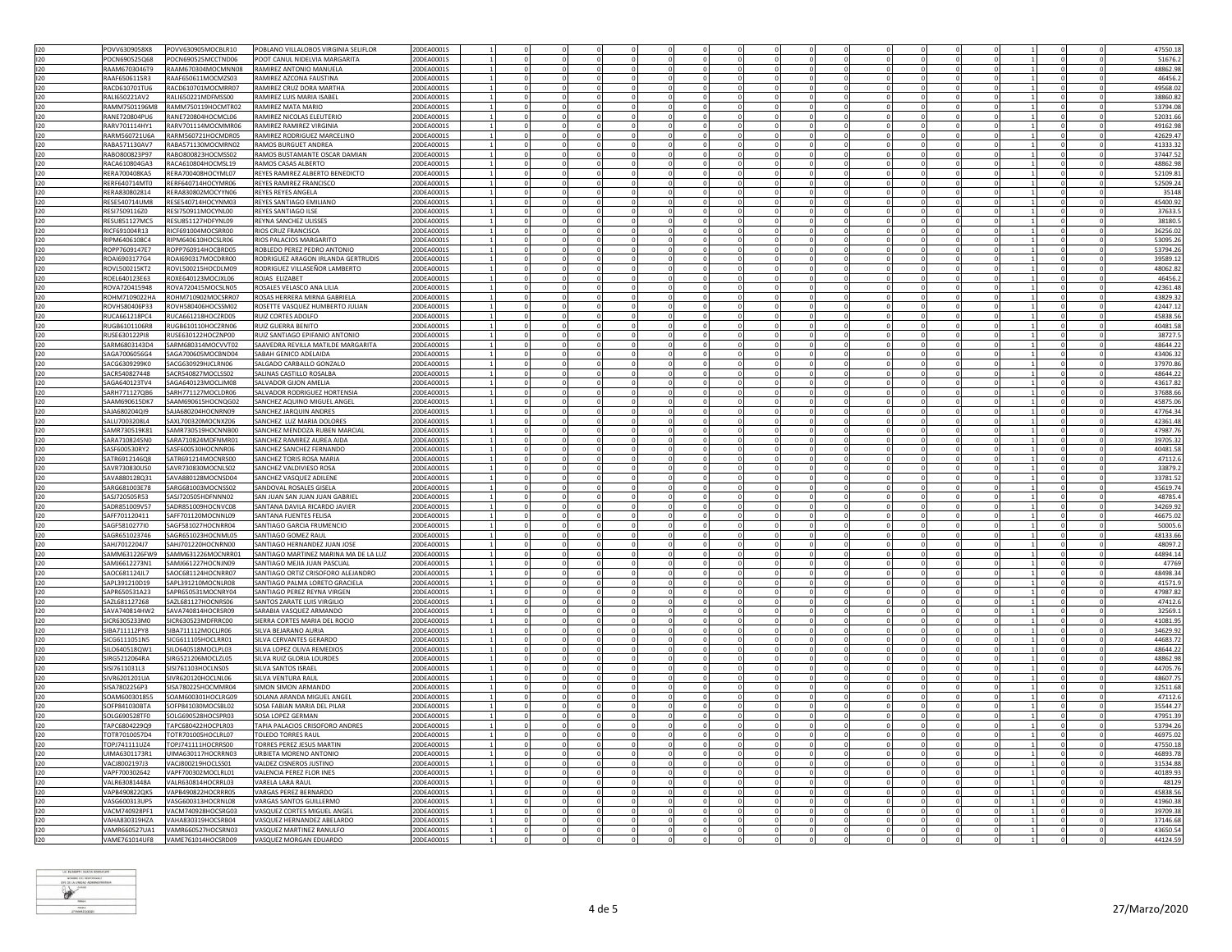| | | | | | | | | | | | | | | | | | | | | | | | | | |
|---|---|---|---|---|---|---|---|---|---|---|---|---|---|---|---|---|---|---|---|---|---|---|---|---|---|
| I20 | POVV6309058X8 | POVV630905MOCBLR10 | POBLANO VILLALOBOS VIRGINIA SELIFLOR | 20DEA0001S | 1 | 0 | 0 | 0 | 0 | 0 | 0 | 0 | 0 | 0 | 0 | 0 | 0 | 0 | 0 | 0 | 0 | 1 | 0 | 0 | 47550.18 |
| I20 | POCN690525Q68 | POCN690525MCCTND06 | POOT CANUL NIDELVIA MARGARITA | 20DEA0001S | 1 | 0 | 0 | 0 | 0 | 0 | 0 | 0 | 0 | 0 | 0 | 0 | 0 | 0 | 0 | 0 | 0 | 1 | 0 | 0 | 51676.2 |
| I20 | RAAM6703046T9 | RAAM670304MOCMNN08 | RAMIREZ ANTONIO MANUELA | 20DEA0001S | 1 | 0 | 0 | 0 | 0 | 0 | 0 | 0 | 0 | 0 | 0 | 0 | 0 | 0 | 0 | 0 | 0 | 1 | 0 | 0 | 48862.98 |
| I20 | RAAF6506115R3 | RAAF650611MOCMZS03 | RAMIREZ AZCONA FAUSTINA | 20DEA0001S | 1 | 0 | 0 | 0 | 0 | 0 | 0 | 0 | 0 | 0 | 0 | 0 | 0 | 0 | 0 | 0 | 0 | 1 | 0 | 0 | 46456.2 |
| I20 | RACD610701TU6 | RACD610701MOCMRR07 | RAMIREZ CRUZ DORA MARTHA | 20DEA0001S | 1 | 0 | 0 | 0 | 0 | 0 | 0 | 0 | 0 | 0 | 0 | 0 | 0 | 0 | 0 | 0 | 0 | 1 | 0 | 0 | 49568.02 |
| I20 | RALI650221AV2 | RALI650221MDFMSS00 | RAMIREZ LUIS MARIA ISABEL | 20DEA0001S | 1 | 0 | 0 | 0 | 0 | 0 | 0 | 0 | 0 | 0 | 0 | 0 | 0 | 0 | 0 | 0 | 0 | 1 | 0 | 0 | 38860.82 |
| I20 | RAMM7501196M8 | RAMM750119HOCMTR02 | RAMIREZ MATA MARIO | 20DEA0001S | 1 | 0 | 0 | 0 | 0 | 0 | 0 | 0 | 0 | 0 | 0 | 0 | 0 | 0 | 0 | 0 | 0 | 1 | 0 | 0 | 53794.08 |
| I20 | RANE720804PU6 | RANE720804HOCMCL06 | RAMIREZ NICOLAS ELEUTERIO | 20DEA0001S | 1 | 0 | 0 | 0 | 0 | 0 | 0 | 0 | 0 | 0 | 0 | 0 | 0 | 0 | 0 | 0 | 0 | 1 | 0 | 0 | 52031.66 |
| I20 | RARV701114HY1 | RARV701114MOCMMR06 | RAMIREZ RAMIREZ VIRGINIA | 20DEA0001S | 1 | 0 | 0 | 0 | 0 | 0 | 0 | 0 | 0 | 0 | 0 | 0 | 0 | 0 | 0 | 0 | 0 | 1 | 0 | 0 | 49162.98 |
| I20 | RARM560721U6A | RARM560721HOCMDR05 | RAMIREZ RODRIGUEZ MARCELINO | 20DEA0001S | 1 | 0 | 0 | 0 | 0 | 0 | 0 | 0 | 0 | 0 | 0 | 0 | 0 | 0 | 0 | 0 | 0 | 1 | 0 | 0 | 42629.47 |
| I20 | RABA571130AV7 | RABA571130MOCMRN02 | RAMOS BURGUET ANDREA | 20DEA0001S | 1 | 0 | 0 | 0 | 0 | 0 | 0 | 0 | 0 | 0 | 0 | 0 | 0 | 0 | 0 | 0 | 0 | 1 | 0 | 0 | 41333.32 |
| I20 | RABO800823P97 | RABO800823HOCMSS02 | RAMOS BUSTAMANTE OSCAR DAMIAN | 20DEA0001S | 1 | 0 | 0 | 0 | 0 | 0 | 0 | 0 | 0 | 0 | 0 | 0 | 0 | 0 | 0 | 0 | 0 | 1 | 0 | 0 | 37447.52 |
| I20 | RACA610804GA3 | RACA610804HOCMSL19 | RAMOS CASAS ALBERTO | 20DEA0001S | 1 | 0 | 0 | 0 | 0 | 0 | 0 | 0 | 0 | 0 | 0 | 0 | 0 | 0 | 0 | 0 | 0 | 1 | 0 | 0 | 48862.98 |
| I20 | RERA700408KA5 | RERA700408HOCYML07 | REYES RAMIREZ ALBERTO BENEDICTO | 20DEA0001S | 1 | 0 | 0 | 0 | 0 | 0 | 0 | 0 | 0 | 0 | 0 | 0 | 0 | 0 | 0 | 0 | 0 | 1 | 0 | 0 | 52109.81 |
| I20 | RERF640714MT0 | RERF640714HOCYMR06 | REYES RAMIREZ FRANCISCO | 20DEA0001S | 1 | 0 | 0 | 0 | 0 | 0 | 0 | 0 | 0 | 0 | 0 | 0 | 0 | 0 | 0 | 0 | 0 | 1 | 0 | 0 | 52509.24 |
| I20 | RERA830802814 | RERA830802MOCYYN06 | REYES REYES ANGELA | 20DEA0001S | 1 | 0 | 0 | 0 | 0 | 0 | 0 | 0 | 0 | 0 | 0 | 0 | 0 | 0 | 0 | 0 | 0 | 1 | 0 | 0 | 35148 |
| I20 | RESE540714UM8 | RESE540714HOCYNM03 | REYES SANTIAGO EMILIANO | 20DEA0001S | 1 | 0 | 0 | 0 | 0 | 0 | 0 | 0 | 0 | 0 | 0 | 0 | 0 | 0 | 0 | 0 | 0 | 1 | 0 | 0 | 45400.92 |
| I20 | RESI750911GZ0 | RESI750911MOCYNL00 | REYES SANTIAGO ILSE | 20DEA0001S | 1 | 0 | 0 | 0 | 0 | 0 | 0 | 0 | 0 | 0 | 0 | 0 | 0 | 0 | 0 | 0 | 0 | 1 | 0 | 0 | 37633.5 |
| I20 | RESU851127MC5 | RESU851127HDFYNL09 | REYNA SANCHEZ ULISSES | 20DEA0001S | 1 | 0 | 0 | 0 | 0 | 0 | 0 | 0 | 0 | 0 | 0 | 0 | 0 | 0 | 0 | 0 | 0 | 1 | 0 | 0 | 38180.5 |
| I20 | RICF691004R13 | RICF691004MOCSRR00 | RIOS CRUZ FRANCISCA | 20DEA0001S | 1 | 0 | 0 | 0 | 0 | 0 | 0 | 0 | 0 | 0 | 0 | 0 | 0 | 0 | 0 | 0 | 0 | 1 | 0 | 0 | 36256.02 |
| I20 | RIPM6406108C4 | RIPM640610HOCSLR06 | RIOS PALACIOS MARGARITO | 20DEA0001S | 1 | 0 | 0 | 0 | 0 | 0 | 0 | 0 | 0 | 0 | 0 | 0 | 0 | 0 | 0 | 0 | 0 | 1 | 0 | 0 | 53095.26 |
| I20 | ROPP7609147E7 | ROPP760914HOCBRD05 | ROBLEDO PEREZ PEDRO ANTONIO | 20DEA0001S | 1 | 0 | 0 | 0 | 0 | 0 | 0 | 0 | 0 | 0 | 0 | 0 | 0 | 0 | 0 | 0 | 0 | 1 | 0 | 0 | 53794.26 |
| I20 | ROAI6903177G4 | ROAI690317MOCDRR00 | RODRIGUEZ ARAGON IRLANDA GERTRUDIS | 20DEA0001S | 1 | 0 | 0 | 0 | 0 | 0 | 0 | 0 | 0 | 0 | 0 | 0 | 0 | 0 | 0 | 0 | 0 | 1 | 0 | 0 | 39589.12 |
| I20 | ROVL500215KT2 | ROVL500215HOCDLM09 | RODRIGUEZ VILLASEÑOR LAMBERTO | 20DEA0001S | 1 | 0 | 0 | 0 | 0 | 0 | 0 | 0 | 0 | 0 | 0 | 0 | 0 | 0 | 0 | 0 | 0 | 1 | 0 | 0 | 48062.82 |
| I20 | ROEL640123E63 | ROXE640123MOCJXL06 | ROJAS ELIZABET | 20DEA0001S | 1 | 0 | 0 | 0 | 0 | 0 | 0 | 0 | 0 | 0 | 0 | 0 | 0 | 0 | 0 | 0 | 0 | 1 | 0 | 0 | 46456.2 |
| I20 | ROVA720415948 | ROVA720415MOCSLN05 | ROSALES VELASCO ANA LILIA | 20DEA0001S | 1 | 0 | 0 | 0 | 0 | 0 | 0 | 0 | 0 | 0 | 0 | 0 | 0 | 0 | 0 | 0 | 0 | 1 | 0 | 0 | 42361.48 |
| I20 | ROHM7109022HA | ROHM710902MOCSRR07 | ROSAS HERRERA MIRNA GABRIELA | 20DEA0001S | 1 | 0 | 0 | 0 | 0 | 0 | 0 | 0 | 0 | 0 | 0 | 0 | 0 | 0 | 0 | 0 | 0 | 1 | 0 | 0 | 43829.32 |
| I20 | ROVH580406P33 | ROVH580406HOCSSM02 | ROSETTE VASQUEZ HUMBERTO JULIAN | 20DEA0001S | 1 | 0 | 0 | 0 | 0 | 0 | 0 | 0 | 0 | 0 | 0 | 0 | 0 | 0 | 0 | 0 | 0 | 1 | 0 | 0 | 42447.12 |
| I20 | RUCA661218PC4 | RUCA661218HOCZRD05 | RUIZ CORTES ADOLFO | 20DEA0001S | 1 | 0 | 0 | 0 | 0 | 0 | 0 | 0 | 0 | 0 | 0 | 0 | 0 | 0 | 0 | 0 | 0 | 1 | 0 | 0 | 45838.56 |
| I20 | RUGB6101106R8 | RUGB610110HOCZRN06 | RUIZ GUERRA BENITO | 20DEA0001S | 1 | 0 | 0 | 0 | 0 | 0 | 0 | 0 | 0 | 0 | 0 | 0 | 0 | 0 | 0 | 0 | 0 | 1 | 0 | 0 | 40481.58 |
| I20 | RUSE630122PI8 | RUSE630122HOCZNP00 | RUIZ SANTIAGO EPIFANIO ANTONIO | 20DEA0001S | 1 | 0 | 0 | 0 | 0 | 0 | 0 | 0 | 0 | 0 | 0 | 0 | 0 | 0 | 0 | 0 | 0 | 1 | 0 | 0 | 38727.5 |
| I20 | SARM6803143D4 | SARM680314MOCVVT02 | SAAVEDRA REVILLA MATILDE MARGARITA | 20DEA0001S | 1 | 0 | 0 | 0 | 0 | 0 | 0 | 0 | 0 | 0 | 0 | 0 | 0 | 0 | 0 | 0 | 0 | 1 | 0 | 0 | 48644.22 |
| I20 | SAGA7006056G4 | SAGA700605MOCBND04 | SABAH GENICO ADELAIDA | 20DEA0001S | 1 | 0 | 0 | 0 | 0 | 0 | 0 | 0 | 0 | 0 | 0 | 0 | 0 | 0 | 0 | 0 | 0 | 1 | 0 | 0 | 43406.32 |
| I20 | SACG6309299K0 | SACG630929HJCLRN06 | SALGADO CARBALLO GONZALO | 20DEA0001S | 1 | 0 | 0 | 0 | 0 | 0 | 0 | 0 | 0 | 0 | 0 | 0 | 0 | 0 | 0 | 0 | 0 | 1 | 0 | 0 | 37970.86 |
| I20 | SACR540827448 | SACR540827MOCLSS02 | SALINAS CASTILLO ROSALBA | 20DEA0001S | 1 | 0 | 0 | 0 | 0 | 0 | 0 | 0 | 0 | 0 | 0 | 0 | 0 | 0 | 0 | 0 | 0 | 1 | 0 | 0 | 48644.22 |
| I20 | SAGA640123TV4 | SAGA640123MOCLJM08 | SALVADOR GIJON AMELIA | 20DEA0001S | 1 | 0 | 0 | 0 | 0 | 0 | 0 | 0 | 0 | 0 | 0 | 0 | 0 | 0 | 0 | 0 | 0 | 1 | 0 | 0 | 43617.82 |
| I20 | SARH771127Q86 | SARH771127MOCLDR06 | SALVADOR RODRIGUEZ HORTENSIA | 20DEA0001S | 1 | 0 | 0 | 0 | 0 | 0 | 0 | 0 | 0 | 0 | 0 | 0 | 0 | 0 | 0 | 0 | 0 | 1 | 0 | 0 | 37688.66 |
| I20 | SAAM690615DK7 | SAAM690615HOCNQG02 | SANCHEZ AQUINO MIGUEL ANGEL | 20DEA0001S | 1 | 0 | 0 | 0 | 0 | 0 | 0 | 0 | 0 | 0 | 0 | 0 | 0 | 0 | 0 | 0 | 0 | 1 | 0 | 0 | 45875.06 |
| I20 | SAJA680204QI9 | SAJA680204HOCNRN09 | SANCHEZ JARQUIN ANDRES | 20DEA0001S | 1 | 0 | 0 | 0 | 0 | 0 | 0 | 0 | 0 | 0 | 0 | 0 | 0 | 0 | 0 | 0 | 0 | 1 | 0 | 0 | 47764.34 |
| I20 | SALU7003208L4 | SAXL700320MOCNXZ06 | SANCHEZ LUZ MARIA DOLORES | 20DEA0001S | 1 | 0 | 0 | 0 | 0 | 0 | 0 | 0 | 0 | 0 | 0 | 0 | 0 | 0 | 0 | 0 | 0 | 1 | 0 | 0 | 42361.48 |
| I20 | SAMR730519K81 | SAMR730519HOCNNB00 | SANCHEZ MENDOZA RUBEN MARCIAL | 20DEA0001S | 1 | 0 | 0 | 0 | 0 | 0 | 0 | 0 | 0 | 0 | 0 | 0 | 0 | 0 | 0 | 0 | 0 | 1 | 0 | 0 | 47987.76 |
| I20 | SARA7108245N0 | SARA710824MDFNMR01 | SANCHEZ RAMIREZ AUREA AIDA | 20DEA0001S | 1 | 0 | 0 | 0 | 0 | 0 | 0 | 0 | 0 | 0 | 0 | 0 | 0 | 0 | 0 | 0 | 0 | 1 | 0 | 0 | 39705.32 |
| I20 | SASF600530RY2 | SASF600530HOCNNR06 | SANCHEZ SANCHEZ FERNANDO | 20DEA0001S | 1 | 0 | 0 | 0 | 0 | 0 | 0 | 0 | 0 | 0 | 0 | 0 | 0 | 0 | 0 | 0 | 0 | 1 | 0 | 0 | 40481.58 |
| I20 | SATR691214GQ8 | SATR691214MOCNRS00 | SANCHEZ TORIS ROSA MARIA | 20DEA0001S | 1 | 0 | 0 | 0 | 0 | 0 | 0 | 0 | 0 | 0 | 0 | 0 | 0 | 0 | 0 | 0 | 0 | 1 | 0 | 0 | 47112.6 |
| I20 | SAVR730830US0 | SAVR730830MOCNLS02 | SANCHEZ VALDIVIESO ROSA | 20DEA0001S | 1 | 0 | 0 | 0 | 0 | 0 | 0 | 0 | 0 | 0 | 0 | 0 | 0 | 0 | 0 | 0 | 0 | 1 | 0 | 0 | 33879.2 |
| I20 | SAVA880128Q31 | SAVA880128MOCNSD04 | SANCHEZ VASQUEZ ADILENE | 20DEA0001S | 1 | 0 | 0 | 0 | 0 | 0 | 0 | 0 | 0 | 0 | 0 | 0 | 0 | 0 | 0 | 0 | 0 | 1 | 0 | 0 | 33781.52 |
| I20 | SARG681003E78 | SARG681003MOCNSS02 | SANDOVAL ROSALES GISELA | 20DEA0001S | 1 | 0 | 0 | 0 | 0 | 0 | 0 | 0 | 0 | 0 | 0 | 0 | 0 | 0 | 0 | 0 | 0 | 1 | 0 | 0 | 45619.74 |
| I20 | SASJ720505R53 | SASJ720505HDFNNN02 | SAN JUAN SAN JUAN JUAN GABRIEL | 20DEA0001S | 1 | 0 | 0 | 0 | 0 | 0 | 0 | 0 | 0 | 0 | 0 | 0 | 0 | 0 | 0 | 0 | 0 | 1 | 0 | 0 | 48785.4 |
| I20 | SADR851009V57 | SADR851009HOCNVC08 | SANTANA DAVILA RICARDO JAVIER | 20DEA0001S | 1 | 0 | 0 | 0 | 0 | 0 | 0 | 0 | 0 | 0 | 0 | 0 | 0 | 0 | 0 | 0 | 0 | 1 | 0 | 0 | 34269.92 |
| I20 | SAFF701120411 | SAFF701120MOCNNL09 | SANTANA FUENTES FELISA | 20DEA0001S | 1 | 0 | 0 | 0 | 0 | 0 | 0 | 0 | 0 | 0 | 0 | 0 | 0 | 0 | 0 | 0 | 0 | 1 | 0 | 0 | 46675.02 |
| I20 | SAGF5810277I0 | SAGF581027HOCNRR04 | SANTIAGO GARCIA FRUMENCIO | 20DEA0001S | 1 | 0 | 0 | 0 | 0 | 0 | 0 | 0 | 0 | 0 | 0 | 0 | 0 | 0 | 0 | 0 | 0 | 1 | 0 | 0 | 50005.6 |
| I20 | SAGR651023746 | SAGR651023HOCNML05 | SANTIAGO GOMEZ RAUL | 20DEA0001S | 1 | 0 | 0 | 0 | 0 | 0 | 0 | 0 | 0 | 0 | 0 | 0 | 0 | 0 | 0 | 0 | 0 | 1 | 0 | 0 | 48133.66 |
| I20 | SAHJ7012204J7 | SAHJ701220HOCNRN00 | SANTIAGO HERNANDEZ JUAN JOSE | 20DEA0001S | 1 | 0 | 0 | 0 | 0 | 0 | 0 | 0 | 0 | 0 | 0 | 0 | 0 | 0 | 0 | 0 | 0 | 1 | 0 | 0 | 48097.2 |
| I20 | SAMM631226FW9 | SAMM631226MOCNRR01 | SANTIAGO MARTINEZ MARINA MA DE LA LUZ | 20DEA0001S | 1 | 0 | 0 | 0 | 0 | 0 | 0 | 0 | 0 | 0 | 0 | 0 | 0 | 0 | 0 | 0 | 0 | 1 | 0 | 0 | 44894.14 |
| I20 | SAMJ6612273N1 | SAMJ661227HOCNJN09 | SANTIAGO MEJIA JUAN PASCUAL | 20DEA0001S | 1 | 0 | 0 | 0 | 0 | 0 | 0 | 0 | 0 | 0 | 0 | 0 | 0 | 0 | 0 | 0 | 0 | 1 | 0 | 0 | 47769 |
| I20 | SAOC681124JL7 | SAOC681124HOCNRR07 | SANTIAGO ORTIZ CRISOFORO ALEJANDRO | 20DEA0001S | 1 | 0 | 0 | 0 | 0 | 0 | 0 | 0 | 0 | 0 | 0 | 0 | 0 | 0 | 0 | 0 | 0 | 1 | 0 | 0 | 48498.34 |
| I20 | SAPL391210D19 | SAPL391210MOCNLR08 | SANTIAGO PALMA LORETO GRACIELA | 20DEA0001S | 1 | 0 | 0 | 0 | 0 | 0 | 0 | 0 | 0 | 0 | 0 | 0 | 0 | 0 | 0 | 0 | 0 | 1 | 0 | 0 | 41571.9 |
| I20 | SAPR650531A23 | SAPR650531MOCNRY04 | SANTIAGO PEREZ REYNA VIRGEN | 20DEA0001S | 1 | 0 | 0 | 0 | 0 | 0 | 0 | 0 | 0 | 0 | 0 | 0 | 0 | 0 | 0 | 0 | 0 | 1 | 0 | 0 | 47987.82 |
| I20 | SAZL681127268 | SAZL681127HOCNRS06 | SANTOS ZARATE LUIS VIRGILIO | 20DEA0001S | 1 | 0 | 0 | 0 | 0 | 0 | 0 | 0 | 0 | 0 | 0 | 0 | 0 | 0 | 0 | 0 | 0 | 1 | 0 | 0 | 47412.6 |
| I20 | SAVA740814HW2 | SAVA740814HOCRSR09 | SARABIA VASQUEZ ARMANDO | 20DEA0001S | 1 | 0 | 0 | 0 | 0 | 0 | 0 | 0 | 0 | 0 | 0 | 0 | 0 | 0 | 0 | 0 | 0 | 1 | 0 | 0 | 32569.1 |
| I20 | SICR6305233M0 | SICR630523MDFRRC00 | SIERRA CORTES MARIA DEL ROCIO | 20DEA0001S | 1 | 0 | 0 | 0 | 0 | 0 | 0 | 0 | 0 | 0 | 0 | 0 | 0 | 0 | 0 | 0 | 0 | 1 | 0 | 0 | 41081.95 |
| I20 | SIBA711112PY8 | SIBA711112MOCLJR06 | SILVA BEJARANO AURIA | 20DEA0001S | 1 | 0 | 0 | 0 | 0 | 0 | 0 | 0 | 0 | 0 | 0 | 0 | 0 | 0 | 0 | 0 | 0 | 1 | 0 | 0 | 34629.92 |
| I20 | SICG6111051N5 | SICG611105HOCLRR01 | SILVA CERVANTES GERARDO | 20DEA0001S | 1 | 0 | 0 | 0 | 0 | 0 | 0 | 0 | 0 | 0 | 0 | 0 | 0 | 0 | 0 | 0 | 0 | 1 | 0 | 0 | 44683.72 |
| I20 | SILO640518QW1 | SILO640518MOCLPL03 | SILVA LOPEZ OLIVA REMEDIOS | 20DEA0001S | 1 | 0 | 0 | 0 | 0 | 0 | 0 | 0 | 0 | 0 | 0 | 0 | 0 | 0 | 0 | 0 | 0 | 1 | 0 | 0 | 48644.22 |
| I20 | SIRG5212064RA | SIRG521206MOCLZL05 | SILVA RUIZ GLORIA LOURDES | 20DEA0001S | 1 | 0 | 0 | 0 | 0 | 0 | 0 | 0 | 0 | 0 | 0 | 0 | 0 | 0 | 0 | 0 | 0 | 1 | 0 | 0 | 48862.98 |
| I20 | SISI7611031L3 | SISI761103HOCLNS05 | SILVA SANTOS ISRAEL | 20DEA0001S | 1 | 0 | 0 | 0 | 0 | 0 | 0 | 0 | 0 | 0 | 0 | 0 | 0 | 0 | 0 | 0 | 0 | 1 | 0 | 0 | 44705.76 |
| I20 | SIVR6201201UA | SIVR620120HOCLNL06 | SILVA VENTURA RAUL | 20DEA0001S | 1 | 0 | 0 | 0 | 0 | 0 | 0 | 0 | 0 | 0 | 0 | 0 | 0 | 0 | 0 | 0 | 0 | 1 | 0 | 0 | 48607.75 |
| I20 | SISA7802256P3 | SISA780225HOCMMR04 | SIMON SIMON ARMANDO | 20DEA0001S | 1 | 0 | 0 | 0 | 0 | 0 | 0 | 0 | 0 | 0 | 0 | 0 | 0 | 0 | 0 | 0 | 0 | 1 | 0 | 0 | 32511.68 |
| I20 | SOAM600301855 | SOAM600301HOCLRG09 | SOLANA ARANDA MIGUEL ANGEL | 20DEA0001S | 1 | 0 | 0 | 0 | 0 | 0 | 0 | 0 | 0 | 0 | 0 | 0 | 0 | 0 | 0 | 0 | 0 | 1 | 0 | 0 | 47112.6 |
| I20 | SOFP841030BTA | SOFP841030MOCSBL02 | SOSA FABIAN MARIA DEL PILAR | 20DEA0001S | 1 | 0 | 0 | 0 | 0 | 0 | 0 | 0 | 0 | 0 | 0 | 0 | 0 | 0 | 0 | 0 | 0 | 1 | 0 | 0 | 35544.27 |
| I20 | SOLG690528TF0 | SOLG690528HOCSPR03 | SOSA LOPEZ GERMAN | 20DEA0001S | 1 | 0 | 0 | 0 | 0 | 0 | 0 | 0 | 0 | 0 | 0 | 0 | 0 | 0 | 0 | 0 | 0 | 1 | 0 | 0 | 47951.39 |
| I20 | TAPC6804229Q9 | TAPC680422HOCPLR03 | TAPIA PALACIOS CRISOFORO ANDRES | 20DEA0001S | 1 | 0 | 0 | 0 | 0 | 0 | 0 | 0 | 0 | 0 | 0 | 0 | 0 | 0 | 0 | 0 | 0 | 1 | 0 | 0 | 53794.26 |
| I20 | TOTR7010057D4 | TOTR701005HOCLRL07 | TOLEDO TORRES RAUL | 20DEA0001S | 1 | 0 | 0 | 0 | 0 | 0 | 0 | 0 | 0 | 0 | 0 | 0 | 0 | 0 | 0 | 0 | 0 | 1 | 0 | 0 | 46975.02 |
| I20 | TOPJ741111UZ4 | TOPJ741111HOCRRS00 | TORRES PEREZ JESUS MARTIN | 20DEA0001S | 1 | 0 | 0 | 0 | 0 | 0 | 0 | 0 | 0 | 0 | 0 | 0 | 0 | 0 | 0 | 0 | 0 | 1 | 0 | 0 | 47550.18 |
| I20 | UIMA6301173R1 | UIMA630117HOCRRN03 | URBIETA MORENO ANTONIO | 20DEA0001S | 1 | 0 | 0 | 0 | 0 | 0 | 0 | 0 | 0 | 0 | 0 | 0 | 0 | 0 | 0 | 0 | 0 | 1 | 0 | 0 | 46893.78 |
| I20 | VACJ8002197J3 | VACJ800219HOCLSS01 | VALDEZ CISNEROS JUSTINO | 20DEA0001S | 1 | 0 | 0 | 0 | 0 | 0 | 0 | 0 | 0 | 0 | 0 | 0 | 0 | 0 | 0 | 0 | 0 | 1 | 0 | 0 | 31534.88 |
| I20 | VAPF700302642 | VAPF700302MOCLRL01 | VALENCIA PEREZ FLOR INES | 20DEA0001S | 1 | 0 | 0 | 0 | 0 | 0 | 0 | 0 | 0 | 0 | 0 | 0 | 0 | 0 | 0 | 0 | 0 | 1 | 0 | 0 | 40189.93 |
| I20 | VALR63081448A | VALR630814HOCRRL03 | VARELA LARA RAUL | 20DEA0001S | 1 | 0 | 0 | 0 | 0 | 0 | 0 | 0 | 0 | 0 | 0 | 0 | 0 | 0 | 0 | 0 | 0 | 1 | 0 | 0 | 48129 |
| I20 | VAPB490822QK5 | VAPB490822HOCRRR05 | VARGAS PEREZ BERNARDO | 20DEA0001S | 1 | 0 | 0 | 0 | 0 | 0 | 0 | 0 | 0 | 0 | 0 | 0 | 0 | 0 | 0 | 0 | 0 | 1 | 0 | 0 | 45838.56 |
| I20 | VASG600313UP5 | VASG600313HOCRNL08 | VARGAS SANTOS GUILLERMO | 20DEA0001S | 1 | 0 | 0 | 0 | 0 | 0 | 0 | 0 | 0 | 0 | 0 | 0 | 0 | 0 | 0 | 0 | 0 | 1 | 0 | 0 | 41960.38 |
| I20 | VACM740928PF1 | VACM740928HOCSRG03 | VASQUEZ CORTES MIGUEL ANGEL | 20DEA0001S | 1 | 0 | 0 | 0 | 0 | 0 | 0 | 0 | 0 | 0 | 0 | 0 | 0 | 0 | 0 | 0 | 0 | 1 | 0 | 0 | 39709.38 |
| I20 | VAHA830319HZA | VAHA830319HOCSRB04 | VASQUEZ HERNANDEZ ABELARDO | 20DEA0001S | 1 | 0 | 0 | 0 | 0 | 0 | 0 | 0 | 0 | 0 | 0 | 0 | 0 | 0 | 0 | 0 | 0 | 1 | 0 | 0 | 37146.68 |
| I20 | VAMR660527UA1 | VAMR660527HOCSRN03 | VASQUEZ MARTINEZ RANULFO | 20DEA0001S | 1 | 0 | 0 | 0 | 0 | 0 | 0 | 0 | 0 | 0 | 0 | 0 | 0 | 0 | 0 | 0 | 0 | 1 | 0 | 0 | 43650.54 |
| I20 | VAME761014UF8 | VAME761014HOCSRD09 | VASQUEZ MORGAN EDUARDO | 20DEA0001S | 1 | 0 | 0 | 0 | 0 | 0 | 0 | 0 | 0 | 0 | 0 | 0 | 0 | 0 | 0 | 0 | 0 | 1 | 0 | 0 | 44124.59 |

27/Marzo/2020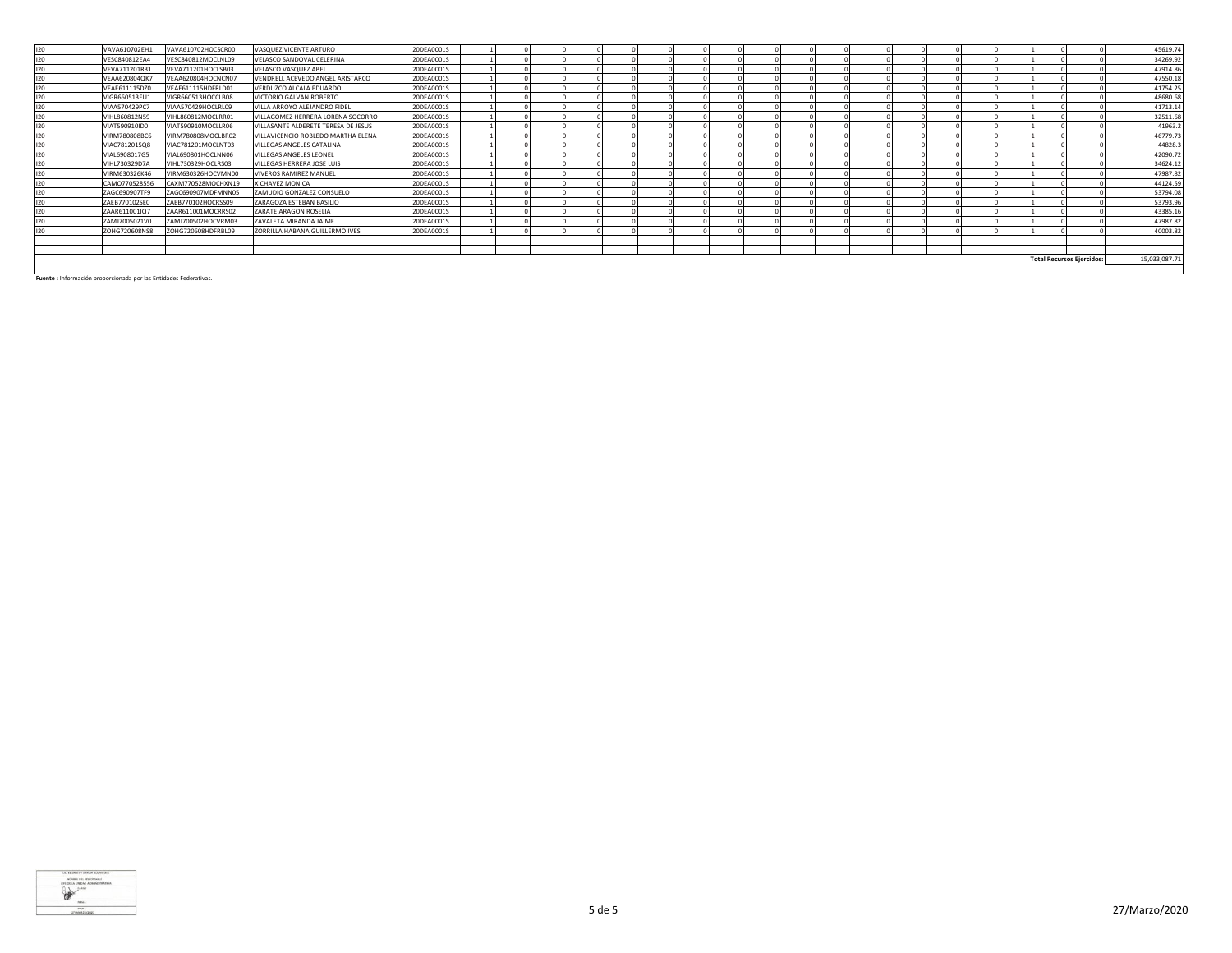| | | | | | | | | | | | | | | | | | | | | | | | | | |
|---|---|---|---|---|---|---|---|---|---|---|---|---|---|---|---|---|---|---|---|---|---|---|---|---|---|
| I20 | VAVA610702EH1 | VAVA610702HOCSCR00 | VASQUEZ VICENTE ARTURO | 20DEA0001S | 1 | 0 | 0 | 0 | 0 | 0 | 0 | 0 | 0 | 0 | 0 | 0 | 0 | 0 | 0 | 0 | 0 | 1 | 0 | 0 | 45619.74 |
| I20 | VESC840812EA4 | VESC840812MOCLNL09 | VELASCO SANDOVAL CELERINA | 20DEA0001S | 1 | 0 | 0 | 0 | 0 | 0 | 0 | 0 | 0 | 0 | 0 | 0 | 0 | 0 | 0 | 0 | 0 | 1 | 0 | 0 | 34269.92 |
| I20 | VEVA711201R31 | VEVA711201HOCLSB03 | VELASCO VASQUEZ ABEL | 20DEA0001S | 1 | 0 | 0 | 0 | 0 | 0 | 0 | 0 | 0 | 0 | 0 | 0 | 0 | 0 | 0 | 0 | 0 | 1 | 0 | 0 | 47914.86 |
| I20 | VEAA620804QK7 | VEAA620804HOCNCN07 | VENDRELL ACEVEDO ANGEL ARISTARCO | 20DEA0001S | 1 | 0 | 0 | 0 | 0 | 0 | 0 | 0 | 0 | 0 | 0 | 0 | 0 | 0 | 0 | 0 | 0 | 1 | 0 | 0 | 47550.18 |
| I20 | VEAE611115DZ0 | VEAE611115HDFRLD01 | VERDUZCO ALCALA EDUARDO | 20DEA0001S | 1 | 0 | 0 | 0 | 0 | 0 | 0 | 0 | 0 | 0 | 0 | 0 | 0 | 0 | 0 | 0 | 0 | 1 | 0 | 0 | 41754.25 |
| I20 | VIGR660513EU1 | VIGR660513HOCCLB08 | VICTORIO GALVAN ROBERTO | 20DEA0001S | 1 | 0 | 0 | 0 | 0 | 0 | 0 | 0 | 0 | 0 | 0 | 0 | 0 | 0 | 0 | 0 | 0 | 1 | 0 | 0 | 48680.68 |
| I20 | VIAA570429PC7 | VIAA570429HOCLRL09 | VILLA ARROYO ALEJANDRO FIDEL | 20DEA0001S | 1 | 0 | 0 | 0 | 0 | 0 | 0 | 0 | 0 | 0 | 0 | 0 | 0 | 0 | 0 | 0 | 0 | 1 | 0 | 0 | 41713.14 |
| I20 | VIHL860812N59 | VIHL860812MOCLRR01 | VILLAGOMEZ HERRERA LORENA SOCORRO | 20DEA0001S | 1 | 0 | 0 | 0 | 0 | 0 | 0 | 0 | 0 | 0 | 0 | 0 | 0 | 0 | 0 | 0 | 0 | 1 | 0 | 0 | 32511.68 |
| I20 | VIAT590910ID0 | VIAT590910MOCLLR06 | VILLASANTE ALDERETE TERESA DE JESUS | 20DEA0001S | 1 | 0 | 0 | 0 | 0 | 0 | 0 | 0 | 0 | 0 | 0 | 0 | 0 | 0 | 0 | 0 | 0 | 1 | 0 | 0 | 41963.2 |
| I20 | VIRM780808BC6 | VIRM780808MOCLBR02 | VILLAVICENCIO ROBLEDO MARTHA ELENA | 20DEA0001S | 1 | 0 | 0 | 0 | 0 | 0 | 0 | 0 | 0 | 0 | 0 | 0 | 0 | 0 | 0 | 0 | 0 | 1 | 0 | 0 | 46779.73 |
| I20 | VIAC7812015Q8 | VIAC781201MOCLNT03 | VILLEGAS ANGELES CATALINA | 20DEA0001S | 1 | 0 | 0 | 0 | 0 | 0 | 0 | 0 | 0 | 0 | 0 | 0 | 0 | 0 | 0 | 0 | 0 | 1 | 0 | 0 | 44828.3 |
| I20 | VIAL6908017G5 | VIAL690801HOCLNN06 | VILLEGAS ANGELES LEONEL | 20DEA0001S | 1 | 0 | 0 | 0 | 0 | 0 | 0 | 0 | 0 | 0 | 0 | 0 | 0 | 0 | 0 | 0 | 0 | 1 | 0 | 0 | 42090.72 |
| I20 | VIHL730329D7A | VIHL730329HOCLRS03 | VILLEGAS HERRERA JOSE LUIS | 20DEA0001S | 1 | 0 | 0 | 0 | 0 | 0 | 0 | 0 | 0 | 0 | 0 | 0 | 0 | 0 | 0 | 0 | 0 | 1 | 0 | 0 | 34624.12 |
| I20 | VIRM630326K46 | VIRM630326HOCVMN00 | VIVEROS RAMIREZ MANUEL | 20DEA0001S | 1 | 0 | 0 | 0 | 0 | 0 | 0 | 0 | 0 | 0 | 0 | 0 | 0 | 0 | 0 | 0 | 0 | 1 | 0 | 0 | 47987.82 |
| I20 | CAMO770528556 | CAXM770528MOCHXN19 | X CHAVEZ MONICA | 20DEA0001S | 1 | 0 | 0 | 0 | 0 | 0 | 0 | 0 | 0 | 0 | 0 | 0 | 0 | 0 | 0 | 0 | 0 | 1 | 0 | 0 | 44124.59 |
| I20 | ZAGC690907TF9 | ZAGC690907MDFMNN05 | ZAMUDIO GONZALEZ CONSUELO | 20DEA0001S | 1 | 0 | 0 | 0 | 0 | 0 | 0 | 0 | 0 | 0 | 0 | 0 | 0 | 0 | 0 | 0 | 0 | 1 | 0 | 0 | 53794.08 |
| I20 | ZAEB770102SE0 | ZAEB770102HOCRSS09 | ZARAGOZA ESTEBAN BASILIO | 20DEA0001S | 1 | 0 | 0 | 0 | 0 | 0 | 0 | 0 | 0 | 0 | 0 | 0 | 0 | 0 | 0 | 0 | 0 | 1 | 0 | 0 | 53793.96 |
| I20 | ZAAR611001IQ7 | ZAAR611001MOCRRS02 | ZARATE ARAGON ROSELIA | 20DEA0001S | 1 | 0 | 0 | 0 | 0 | 0 | 0 | 0 | 0 | 0 | 0 | 0 | 0 | 0 | 0 | 0 | 0 | 1 | 0 | 0 | 43385.16 |
| I20 | ZAMJ7005021V0 | ZAMJ700502HOCVRM03 | ZAVALETA MIRANDA JAIME | 20DEA0001S | 1 | 0 | 0 | 0 | 0 | 0 | 0 | 0 | 0 | 0 | 0 | 0 | 0 | 0 | 0 | 0 | 0 | 1 | 0 | 0 | 47987.82 |
| I20 | ZOHG720608NS8 | ZOHG720608HDFRBL09 | ZORRILLA HABANA GUILLERMO IVES | 20DEA0001S | 1 | 0 | 0 | 0 | 0 | 0 | 0 | 0 | 0 | 0 | 0 | 0 | 0 | 0 | 0 | 0 | 0 | 1 | 0 | 0 | 40003.82 |
| | | | | | | | | | | | | | | | | | | | | | | | | **Total Recursos Ejercidos:** | 15,033,087.71 |

**Fuente :** Información proporcionada por las Entidades Federativas.

27/Marzo/2020